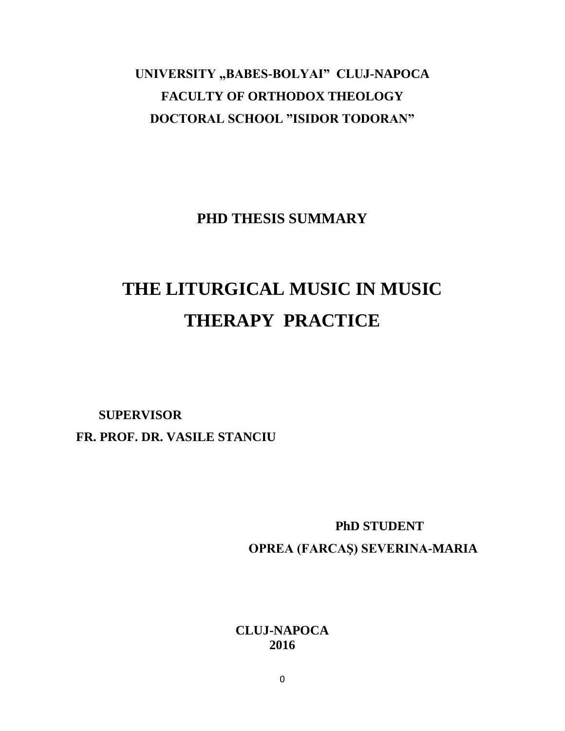**UNIVERSITY „BABES-BOLYAI" CLUJ-NAPOCA**

**FACULTY OF ORTHODOX THEOLOGY**

**DOCTORAL SCHOOL "ISIDOR TODORAN"**

**PHD THESIS SUMMARY**

# THE LITURGICAL MUSIC IN MUSIC THERAPY PRACTICE

**SUPERVISOR**

**FR. PROF. DR. VASILE STANCIU**

**PhD STUDENT**

**OPREA (FARCAŞ) SEVERINA-MARIA**

**CLUJ-NAPOCA**

**2016**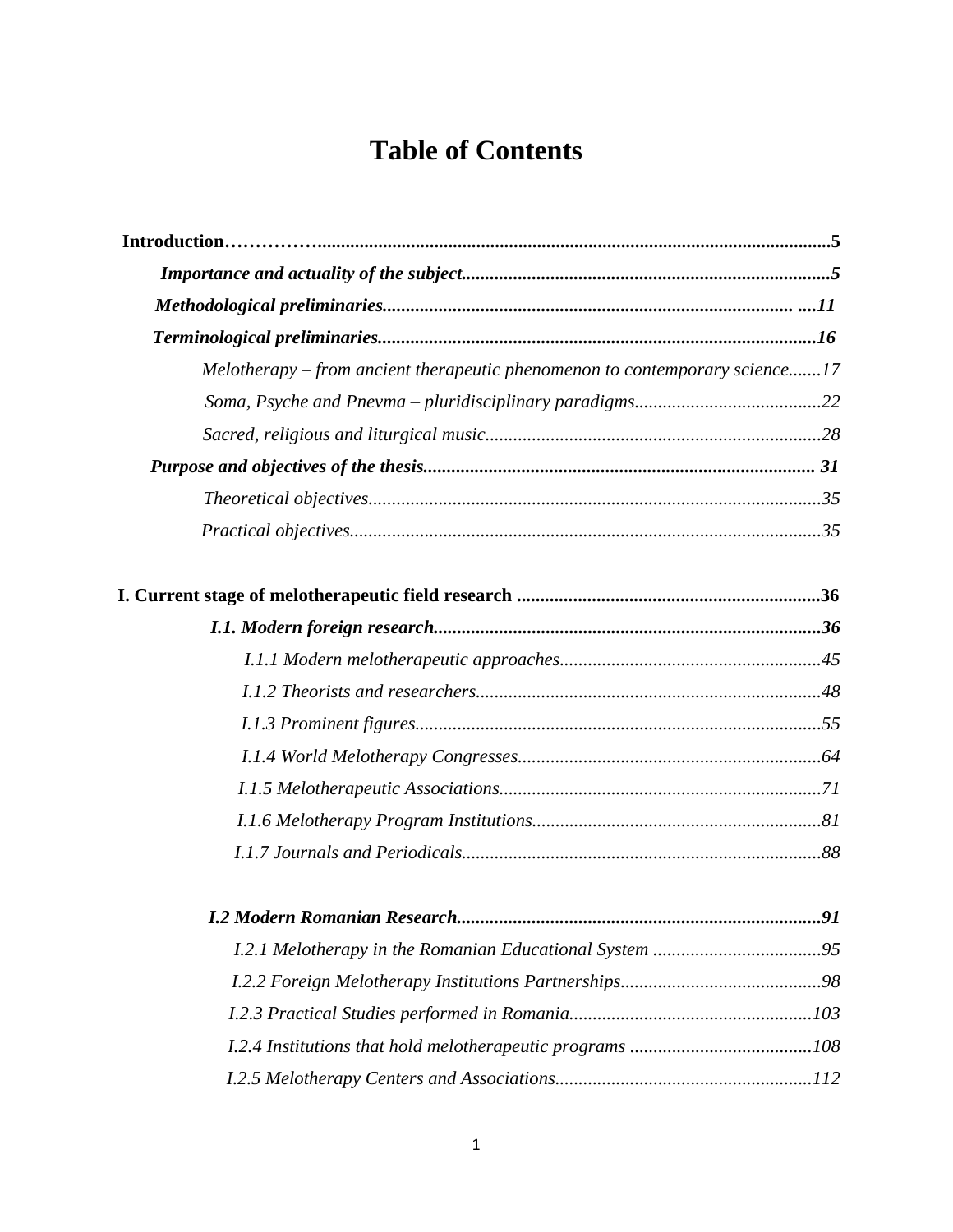# Table of Contents

**Introduction……………..............................................................................................................5**

**_Importance and actuality of the subject.............................................................................5_**

**_Methodological preliminaries........................................................................................ ....11_**

**_Terminological preliminaries............................................................................................16_**

*Melotherapy – from ancient therapeutic phenomenon to contemporary science.......17*

*Soma, Psyche and Pnevma – pluridisciplinary paradigms.......................................22*

*Sacred, religious and liturgical music.......................................................................28*

**_Purpose and objectives of the thesis................................................................................... 31_**

*Theoretical objectives................................................................................................35*

*Practical objectives...................................................................................................35*

**I. Current stage of melotherapeutic field research ................................................................36**

**_I.1. Modern foreign research..................................................................................36_**

*I.1.1 Modern melotherapeutic approaches.......................................................45*

*I.1.2 Theorists and researchers.........................................................................48*

*I.1.3 Prominent figures......................................................................................55*

*I.1.4 World Melotherapy Congresses................................................................64*

*I.1.5 Melotherapeutic Associations....................................................................71*

*I.1.6 Melotherapy Program Institutions.............................................................81*

*I.1.7 Journals and Periodicals............................................................................88*

**_I.2 Modern Romanian Research.............................................................................91_**

*I.2.1 Melotherapy in the Romanian Educational System ....................................95*

*I.2.2 Foreign Melotherapy Institutions Partnerships...........................................98*

*I.2.3 Practical Studies performed in Romania...................................................103*

*I.2.4 Institutions that hold melotherapeutic programs .......................................108*

*I.2.5 Melotherapy Centers and Associations......................................................112*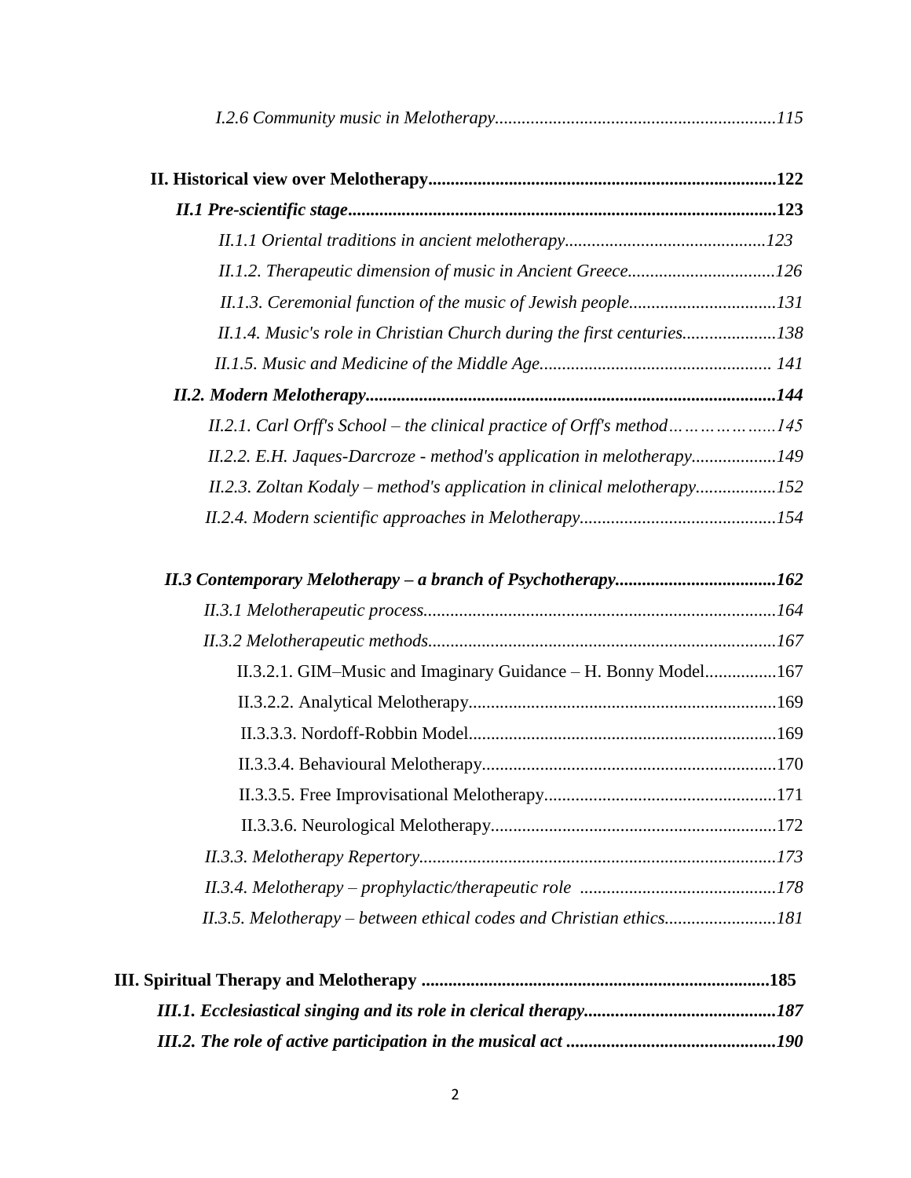*I.2.6 Community music in Melotherapy..............................................................115*

**II. Historical view over Melotherapy............................................................................122**

***II.1 Pre-scientific stage..............................................................................................123***

*II.1.1 Oriental traditions in ancient melotherapy............................................123*

*II.1.2. Therapeutic dimension of music in Ancient Greece.................................126*

*II.1.3. Ceremonial function of the music of Jewish people.................................131*

*II.1.4. Music's role in Christian Church during the first centuries....................138*

*II.1.5. Music and Medicine of the Middle Age................................................... 141*

***II.2. Modern Melotherapy..........................................................................................144***

*II.2.1. Carl Orff's School – the clinical practice of Orff's method……………......145*

*II.2.2. E.H. Jaques-Darcroze - method's application in melotherapy..................149*

*II.2.3. Zoltan Kodaly – method's application in clinical melotherapy.................152*

*II.2.4. Modern scientific approaches in Melotherapy...........................................154*

***II.3 Contemporary Melotherapy – a branch of Psychotherapy...................................162***

*II.3.1 Melotherapeutic process...............................................................................164*

*II.3.2 Melotherapeutic methods..............................................................................167*

II.3.2.1. GIM–Music and Imaginary Guidance – H. Bonny Model................167

II.3.2.2. Analytical Melotherapy.....................................................................169

II.3.3.3. Nordoff-Robbin Model.....................................................................169

II.3.3.4. Behavioural Melotherapy..................................................................170

II.3.3.5. Free Improvisational Melotherapy....................................................171

II.3.3.6. Neurological Melotherapy................................................................172

*II.3.3. Melotherapy Repertory................................................................................173*

*II.3.4. Melotherapy – prophylactic/therapeutic role ............................................178*

*II.3.5. Melotherapy – between ethical codes and Christian ethics.........................181*

**III. Spiritual Therapy and Melotherapy ............................................................................185**

***III.1. Ecclesiastical singing and its role in clerical therapy..........................................187***

***III.2. The role of active participation in the musical act ..............................................190***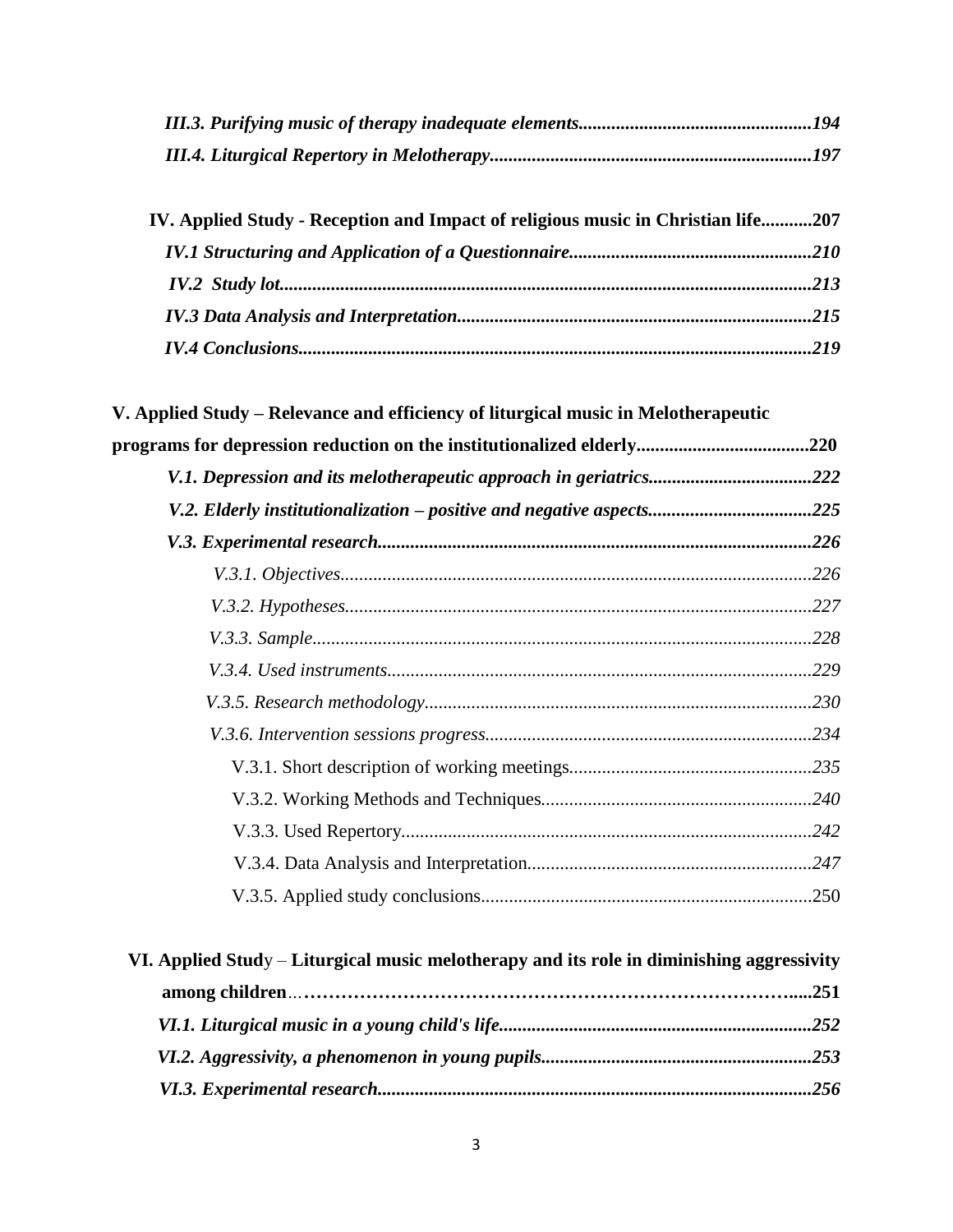***III.3. Purifying music of therapy inadequate elements..................................................194***

***III.4. Liturgical Repertory in Melotherapy.....................................................................197***

**IV. Applied Study - Reception and Impact of religious music in Christian life...........207**

***IV.1 Structuring and Application of a Questionnaire....................................................210***

***IV.2 Study lot.................................................................................................................213***

***IV.3 Data Analysis and Interpretation............................................................................215***

***IV.4 Conclusions.............................................................................................................219***

**V. Applied Study – Relevance and efficiency of liturgical music in Melotherapeutic programs for depression reduction on the institutionalized elderly.....................................220**

***V.1. Depression and its melotherapeutic approach in geriatrics...................................222***

***V.2. Elderly institutionalization – positive and negative aspects...................................225***

***V.3. Experimental research............................................................................................226***

*V.3.1. Objectives.....................................................................................................226*

*V.3.2. Hypotheses....................................................................................................227*

*V.3.3. Sample...........................................................................................................228*

*V.3.4. Used instruments...........................................................................................229*

*V.3.5. Research methodology..................................................................................230*

*V.3.6. Intervention sessions progress......................................................................234*

V.3.1. Short description of working meetings....................................................*235*

V.3.2. Working Methods and Techniques..........................................................*240*

V.3.3. Used Repertory.......................................................................................*242*

V.3.4. Data Analysis and Interpretation............................................................*247*

V.3.5. Applied study conclusions......................................................................250

**VI. Applied Stud**y – **Liturgical music melotherapy and its role in diminishing aggressivity among children**…**…………………………………………………………………….....251**

***VI.1. Liturgical music in a young child's life..................................................................252***

***VI.2. Aggressivity, a phenomenon in young pupils.........................................................253***

***VI.3. Experimental research............................................................................................256***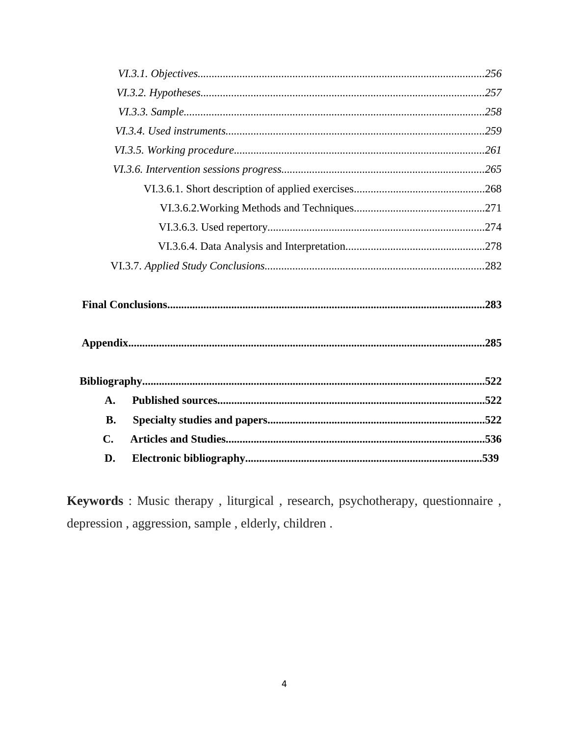*VI.3.1. Objectives*......................................................................................................*256*

*VI.3.2. Hypotheses*.....................................................................................................*257*

*VI.3.3. Sample*...........................................................................................................*258*

*VI.3.4. Used instruments*............................................................................................*259*

*VI.3.5. Working procedure*.........................................................................................*261*

*VI.3.6. Intervention sessions progress*........................................................................*265*

VI.3.6.1. Short description of applied exercises...............................................268

VI.3.6.2.Working Methods and Techniques...............................................271

VI.3.6.3. Used repertory.............................................................................274

VI.3.6.4. Data Analysis and Interpretation..................................................278

VI.3.7. *Applied Study Conclusions*..............................................................................282

**Final Conclusions**.................................................................................................................**283**

**Appendix**..............................................................................................................................**285**

**Bibliography**..........................................................................................................................**522**

**A. Published sources**...............................................................................................**522**

**B. Specialty studies and papers**.............................................................................**522**

**C. Articles and Studies**............................................................................................**536**

**D. Electronic bibliography**....................................................................................**539**

**Keywords** : Music therapy , liturgical , research, psychotherapy, questionnaire , depression , aggression, sample , elderly, children .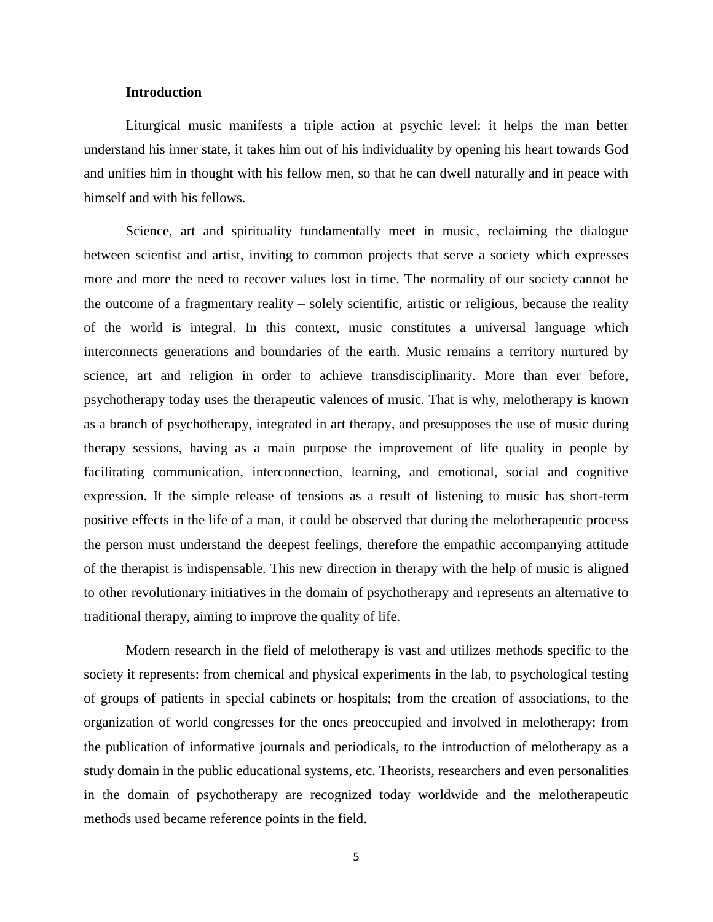## Introduction

Liturgical music manifests a triple action at psychic level: it helps the man better understand his inner state, it takes him out of his individuality by opening his heart towards God and unifies him in thought with his fellow men, so that he can dwell naturally and in peace with himself and with his fellows.

Science, art and spirituality fundamentally meet in music, reclaiming the dialogue between scientist and artist, inviting to common projects that serve a society which expresses more and more the need to recover values lost in time. The normality of our society cannot be the outcome of a fragmentary reality – solely scientific, artistic or religious, because the reality of the world is integral. In this context, music constitutes a universal language which interconnects generations and boundaries of the earth. Music remains a territory nurtured by science, art and religion in order to achieve transdisciplinarity. More than ever before, psychotherapy today uses the therapeutic valences of music. That is why, melotherapy is known as a branch of psychotherapy, integrated in art therapy, and presupposes the use of music during therapy sessions, having as a main purpose the improvement of life quality in people by facilitating communication, interconnection, learning, and emotional, social and cognitive expression. If the simple release of tensions as a result of listening to music has short-term positive effects in the life of a man, it could be observed that during the melotherapeutic process the person must understand the deepest feelings, therefore the empathic accompanying attitude of the therapist is indispensable. This new direction in therapy with the help of music is aligned to other revolutionary initiatives in the domain of psychotherapy and represents an alternative to traditional therapy, aiming to improve the quality of life.

Modern research in the field of melotherapy is vast and utilizes methods specific to the society it represents: from chemical and physical experiments in the lab, to psychological testing of groups of patients in special cabinets or hospitals; from the creation of associations, to the organization of world congresses for the ones preoccupied and involved in melotherapy; from the publication of informative journals and periodicals, to the introduction of melotherapy as a study domain in the public educational systems, etc. Theorists, researchers and even personalities in the domain of psychotherapy are recognized today worldwide and the melotherapeutic methods used became reference points in the field.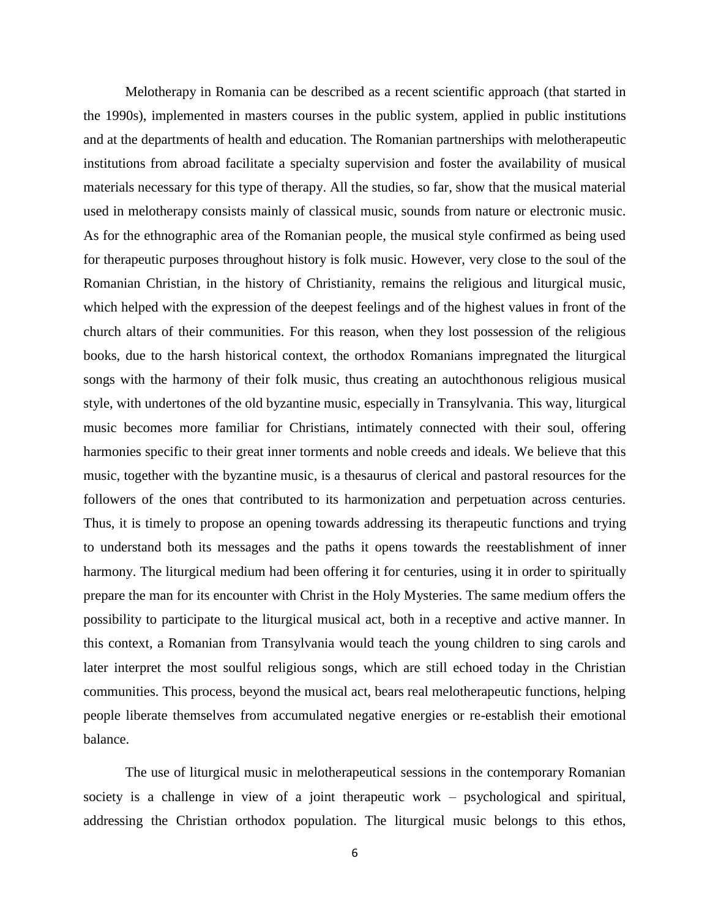Melotherapy in Romania can be described as a recent scientific approach (that started in the 1990s), implemented in masters courses in the public system, applied in public institutions and at the departments of health and education. The Romanian partnerships with melotherapeutic institutions from abroad facilitate a specialty supervision and foster the availability of musical materials necessary for this type of therapy. All the studies, so far, show that the musical material used in melotherapy consists mainly of classical music, sounds from nature or electronic music. As for the ethnographic area of the Romanian people, the musical style confirmed as being used for therapeutic purposes throughout history is folk music. However, very close to the soul of the Romanian Christian, in the history of Christianity, remains the religious and liturgical music, which helped with the expression of the deepest feelings and of the highest values in front of the church altars of their communities. For this reason, when they lost possession of the religious books, due to the harsh historical context, the orthodox Romanians impregnated the liturgical songs with the harmony of their folk music, thus creating an autochthonous religious musical style, with undertones of the old byzantine music, especially in Transylvania. This way, liturgical music becomes more familiar for Christians, intimately connected with their soul, offering harmonies specific to their great inner torments and noble creeds and ideals. We believe that this music, together with the byzantine music, is a thesaurus of clerical and pastoral resources for the followers of the ones that contributed to its harmonization and perpetuation across centuries. Thus, it is timely to propose an opening towards addressing its therapeutic functions and trying to understand both its messages and the paths it opens towards the reestablishment of inner harmony. The liturgical medium had been offering it for centuries, using it in order to spiritually prepare the man for its encounter with Christ in the Holy Mysteries. The same medium offers the possibility to participate to the liturgical musical act, both in a receptive and active manner. In this context, a Romanian from Transylvania would teach the young children to sing carols and later interpret the most soulful religious songs, which are still echoed today in the Christian communities. This process, beyond the musical act, bears real melotherapeutic functions, helping people liberate themselves from accumulated negative energies or re-establish their emotional balance.

The use of liturgical music in melotherapeutical sessions in the contemporary Romanian society is a challenge in view of a joint therapeutic work – psychological and spiritual, addressing the Christian orthodox population. The liturgical music belongs to this ethos,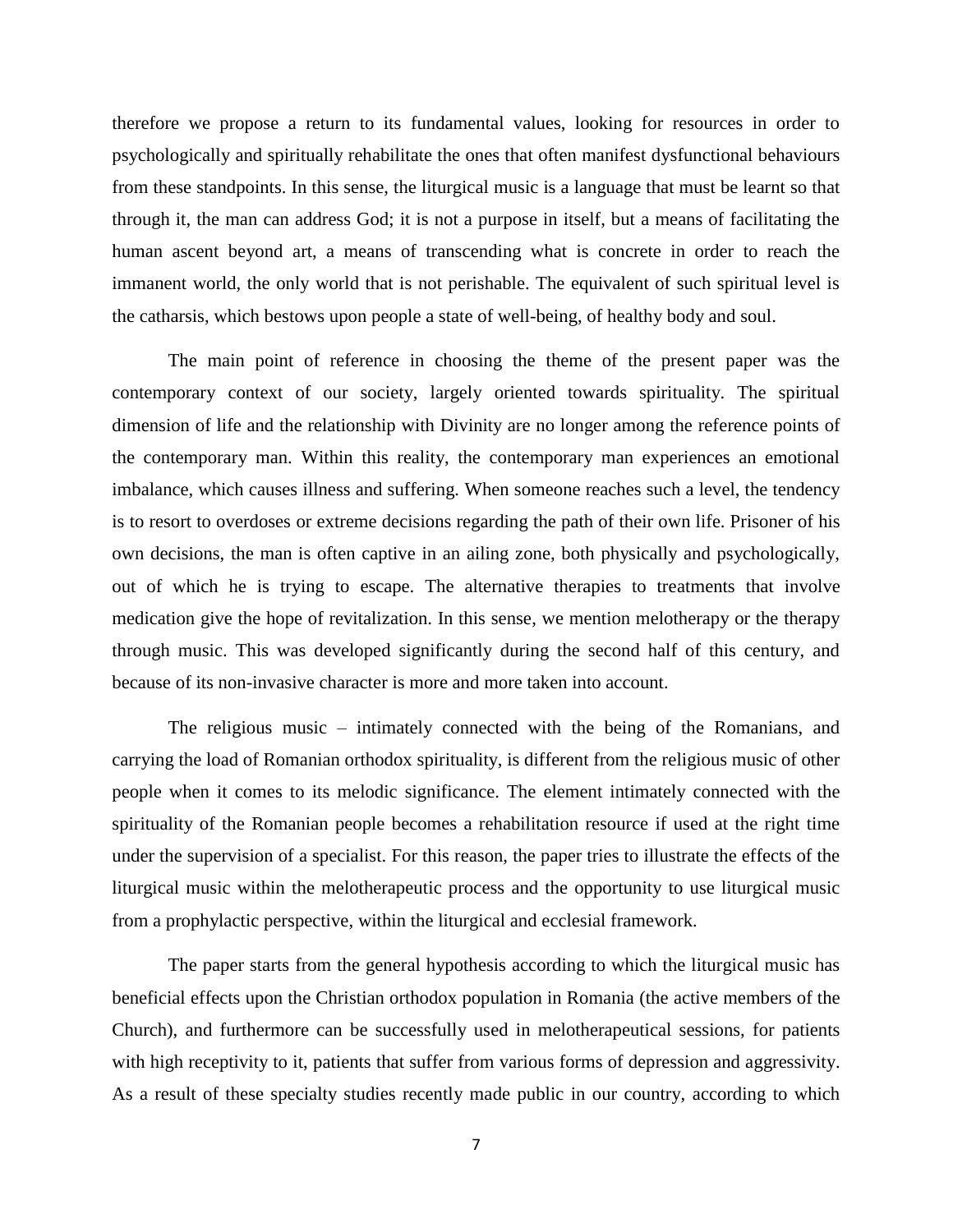therefore we propose a return to its fundamental values, looking for resources in order to psychologically and spiritually rehabilitate the ones that often manifest dysfunctional behaviours from these standpoints. In this sense, the liturgical music is a language that must be learnt so that through it, the man can address God; it is not a purpose in itself, but a means of facilitating the human ascent beyond art, a means of transcending what is concrete in order to reach the immanent world, the only world that is not perishable. The equivalent of such spiritual level is the catharsis, which bestows upon people a state of well-being, of healthy body and soul.

The main point of reference in choosing the theme of the present paper was the contemporary context of our society, largely oriented towards spirituality. The spiritual dimension of life and the relationship with Divinity are no longer among the reference points of the contemporary man. Within this reality, the contemporary man experiences an emotional imbalance, which causes illness and suffering. When someone reaches such a level, the tendency is to resort to overdoses or extreme decisions regarding the path of their own life. Prisoner of his own decisions, the man is often captive in an ailing zone, both physically and psychologically, out of which he is trying to escape. The alternative therapies to treatments that involve medication give the hope of revitalization. In this sense, we mention melotherapy or the therapy through music. This was developed significantly during the second half of this century, and because of its non-invasive character is more and more taken into account.

The religious music – intimately connected with the being of the Romanians, and carrying the load of Romanian orthodox spirituality, is different from the religious music of other people when it comes to its melodic significance. The element intimately connected with the spirituality of the Romanian people becomes a rehabilitation resource if used at the right time under the supervision of a specialist. For this reason, the paper tries to illustrate the effects of the liturgical music within the melotherapeutic process and the opportunity to use liturgical music from a prophylactic perspective, within the liturgical and ecclesial framework.

The paper starts from the general hypothesis according to which the liturgical music has beneficial effects upon the Christian orthodox population in Romania (the active members of the Church), and furthermore can be successfully used in melotherapeutical sessions, for patients with high receptivity to it, patients that suffer from various forms of depression and aggressivity. As a result of these specialty studies recently made public in our country, according to which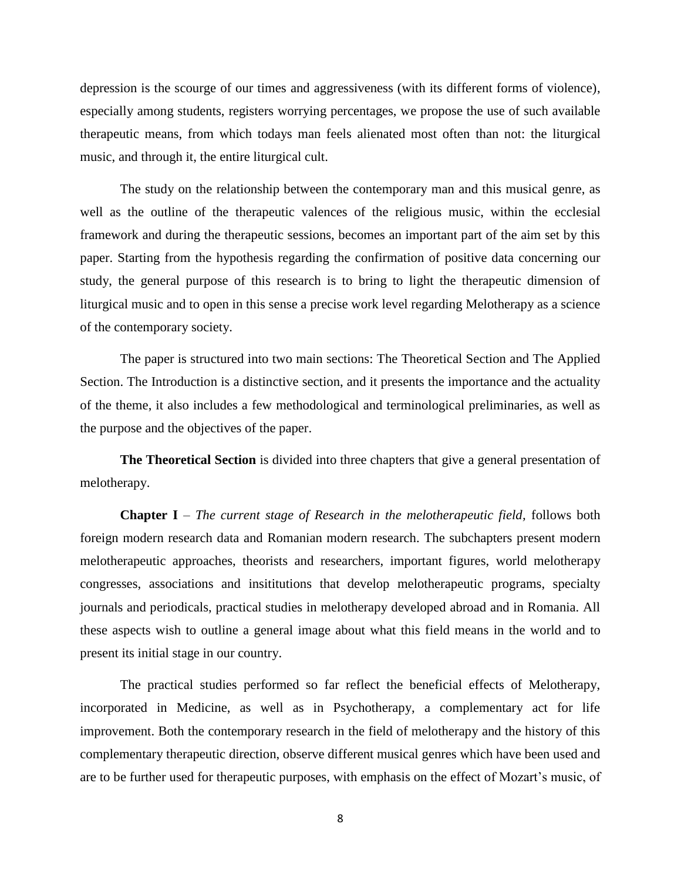depression is the scourge of our times and aggressiveness (with its different forms of violence), especially among students, registers worrying percentages, we propose the use of such available therapeutic means, from which todays man feels alienated most often than not: the liturgical music, and through it, the entire liturgical cult.

The study on the relationship between the contemporary man and this musical genre, as well as the outline of the therapeutic valences of the religious music, within the ecclesial framework and during the therapeutic sessions, becomes an important part of the aim set by this paper. Starting from the hypothesis regarding the confirmation of positive data concerning our study, the general purpose of this research is to bring to light the therapeutic dimension of liturgical music and to open in this sense a precise work level regarding Melotherapy as a science of the contemporary society.

The paper is structured into two main sections: The Theoretical Section and The Applied Section. The Introduction is a distinctive section, and it presents the importance and the actuality of the theme, it also includes a few methodological and terminological preliminaries, as well as the purpose and the objectives of the paper.

**The Theoretical Section** is divided into three chapters that give a general presentation of melotherapy.

**Chapter I** – *The current stage of Research in the melotherapeutic field*, follows both foreign modern research data and Romanian modern research. The subchapters present modern melotherapeutic approaches, theorists and researchers, important figures, world melotherapy congresses, associations and insititutions that develop melotherapeutic programs, specialty journals and periodicals, practical studies in melotherapy developed abroad and in Romania. All these aspects wish to outline a general image about what this field means in the world and to present its initial stage in our country.

The practical studies performed so far reflect the beneficial effects of Melotherapy, incorporated in Medicine, as well as in Psychotherapy, a complementary act for life improvement. Both the contemporary research in the field of melotherapy and the history of this complementary therapeutic direction, observe different musical genres which have been used and are to be further used for therapeutic purposes, with emphasis on the effect of Mozart's music, of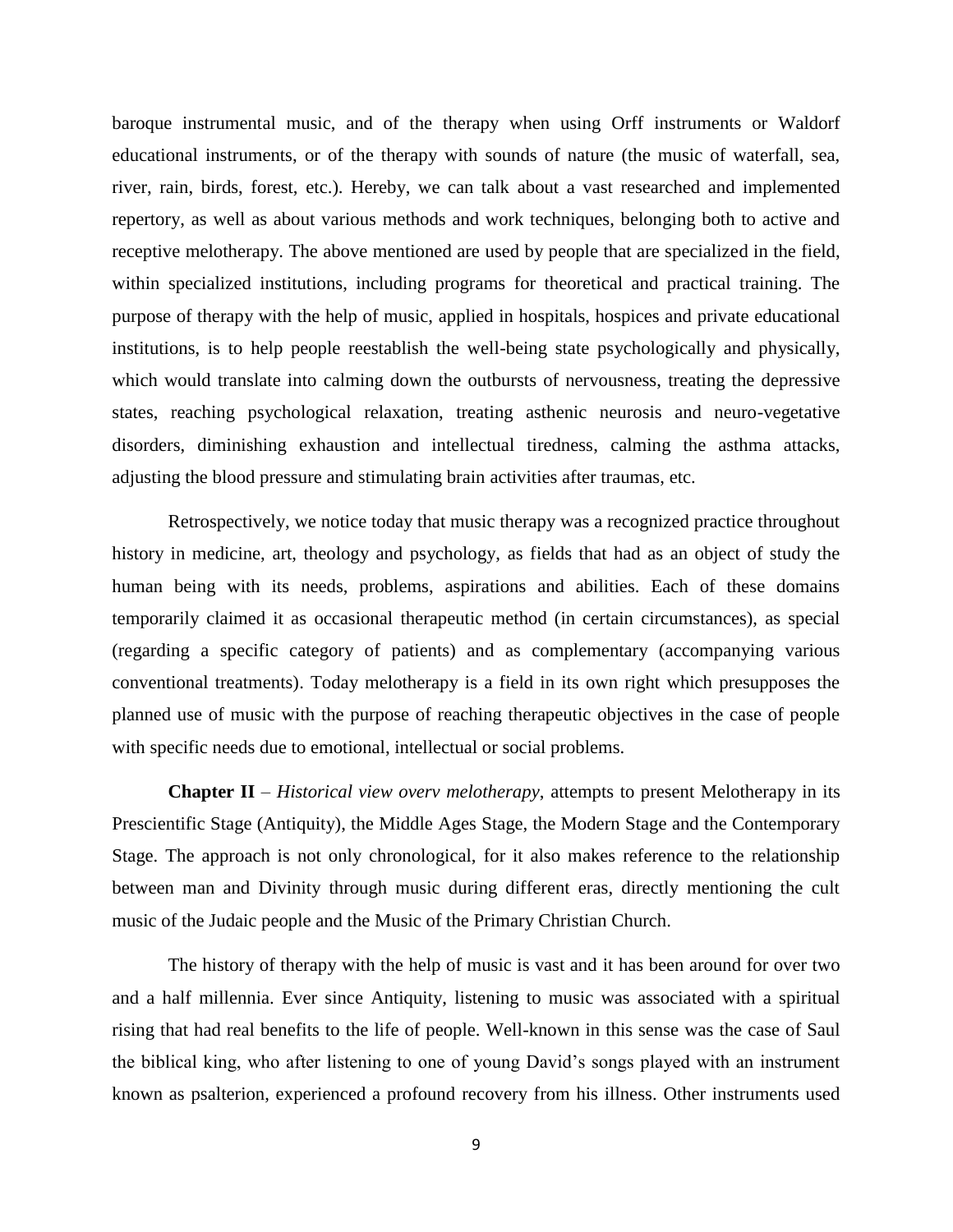baroque instrumental music, and of the therapy when using Orff instruments or Waldorf educational instruments, or of the therapy with sounds of nature (the music of waterfall, sea, river, rain, birds, forest, etc.). Hereby, we can talk about a vast researched and implemented repertory, as well as about various methods and work techniques, belonging both to active and receptive melotherapy. The above mentioned are used by people that are specialized in the field, within specialized institutions, including programs for theoretical and practical training. The purpose of therapy with the help of music, applied in hospitals, hospices and private educational institutions, is to help people reestablish the well-being state psychologically and physically, which would translate into calming down the outbursts of nervousness, treating the depressive states, reaching psychological relaxation, treating asthenic neurosis and neuro-vegetative disorders, diminishing exhaustion and intellectual tiredness, calming the asthma attacks, adjusting the blood pressure and stimulating brain activities after traumas, etc.

Retrospectively, we notice today that music therapy was a recognized practice throughout history in medicine, art, theology and psychology, as fields that had as an object of study the human being with its needs, problems, aspirations and abilities. Each of these domains temporarily claimed it as occasional therapeutic method (in certain circumstances), as special (regarding a specific category of patients) and as complementary (accompanying various conventional treatments). Today melotherapy is a field in its own right which presupposes the planned use of music with the purpose of reaching therapeutic objectives in the case of people with specific needs due to emotional, intellectual or social problems.

**Chapter II** – *Historical view overv melotherapy*, attempts to present Melotherapy in its Prescientific Stage (Antiquity), the Middle Ages Stage, the Modern Stage and the Contemporary Stage. The approach is not only chronological, for it also makes reference to the relationship between man and Divinity through music during different eras, directly mentioning the cult music of the Judaic people and the Music of the Primary Christian Church.

The history of therapy with the help of music is vast and it has been around for over two and a half millennia. Ever since Antiquity, listening to music was associated with a spiritual rising that had real benefits to the life of people. Well-known in this sense was the case of Saul the biblical king, who after listening to one of young David's songs played with an instrument known as psalterion, experienced a profound recovery from his illness. Other instruments used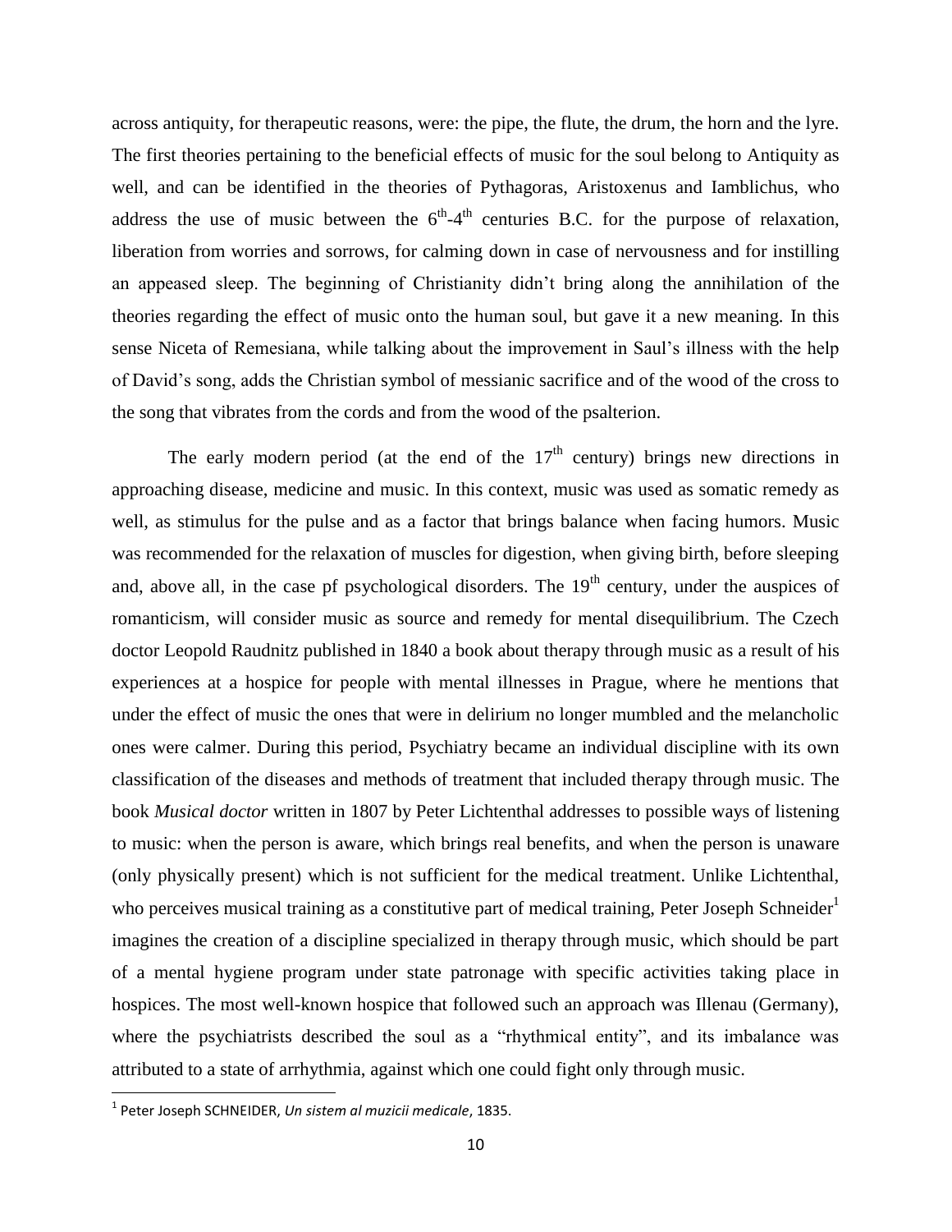across antiquity, for therapeutic reasons, were: the pipe, the flute, the drum, the horn and the lyre. The first theories pertaining to the beneficial effects of music for the soul belong to Antiquity as well, and can be identified in the theories of Pythagoras, Aristoxenus and Iamblichus, who address the use of music between the 6th-4th centuries B.C. for the purpose of relaxation, liberation from worries and sorrows, for calming down in case of nervousness and for instilling an appeased sleep. The beginning of Christianity didn't bring along the annihilation of the theories regarding the effect of music onto the human soul, but gave it a new meaning. In this sense Niceta of Remesiana, while talking about the improvement in Saul's illness with the help of David's song, adds the Christian symbol of messianic sacrifice and of the wood of the cross to the song that vibrates from the cords and from the wood of the psalterion.

The early modern period (at the end of the 17th century) brings new directions in approaching disease, medicine and music. In this context, music was used as somatic remedy as well, as stimulus for the pulse and as a factor that brings balance when facing humors. Music was recommended for the relaxation of muscles for digestion, when giving birth, before sleeping and, above all, in the case pf psychological disorders. The 19th century, under the auspices of romanticism, will consider music as source and remedy for mental disequilibrium. The Czech doctor Leopold Raudnitz published in 1840 a book about therapy through music as a result of his experiences at a hospice for people with mental illnesses in Prague, where he mentions that under the effect of music the ones that were in delirium no longer mumbled and the melancholic ones were calmer. During this period, Psychiatry became an individual discipline with its own classification of the diseases and methods of treatment that included therapy through music. The book *Musical doctor* written in 1807 by Peter Lichtenthal addresses to possible ways of listening to music: when the person is aware, which brings real benefits, and when the person is unaware (only physically present) which is not sufficient for the medical treatment. Unlike Lichtenthal, who perceives musical training as a constitutive part of medical training, Peter Joseph Schneider[1] imagines the creation of a discipline specialized in therapy through music, which should be part of a mental hygiene program under state patronage with specific activities taking place in hospices. The most well-known hospice that followed such an approach was Illenau (Germany), where the psychiatrists described the soul as a "rhythmical entity", and its imbalance was attributed to a state of arrhythmia, against which one could fight only through music.

[1] Peter Joseph SCHNEIDER, *Un sistem al muzicii medicale*, 1835.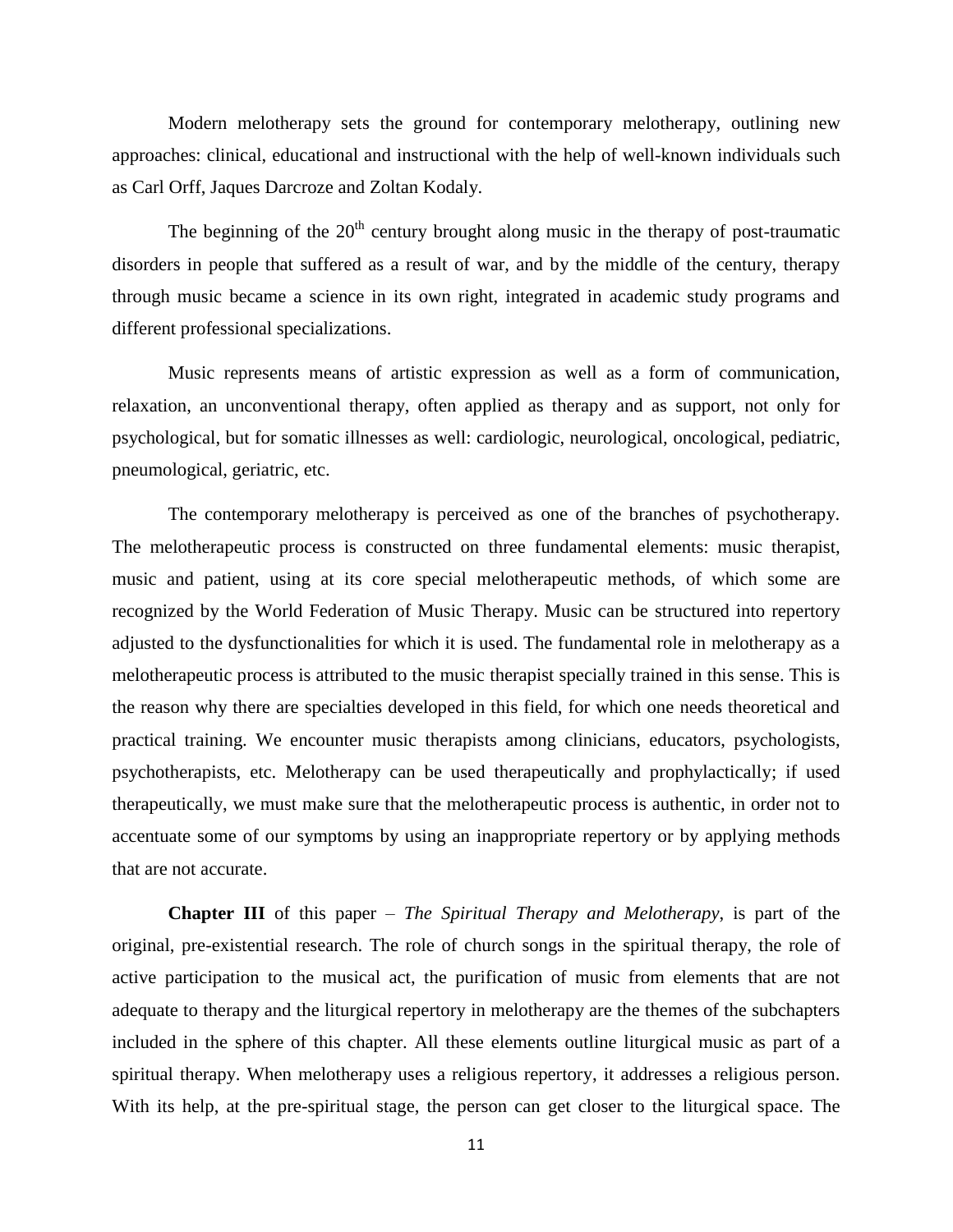Modern melotherapy sets the ground for contemporary melotherapy, outlining new approaches: clinical, educational and instructional with the help of well-known individuals such as Carl Orff, Jaques Darcroze and Zoltan Kodaly.

The beginning of the 20th century brought along music in the therapy of post-traumatic disorders in people that suffered as a result of war, and by the middle of the century, therapy through music became a science in its own right, integrated in academic study programs and different professional specializations.

Music represents means of artistic expression as well as a form of communication, relaxation, an unconventional therapy, often applied as therapy and as support, not only for psychological, but for somatic illnesses as well: cardiologic, neurological, oncological, pediatric, pneumological, geriatric, etc.

The contemporary melotherapy is perceived as one of the branches of psychotherapy. The melotherapeutic process is constructed on three fundamental elements: music therapist, music and patient, using at its core special melotherapeutic methods, of which some are recognized by the World Federation of Music Therapy. Music can be structured into repertory adjusted to the dysfunctionalities for which it is used. The fundamental role in melotherapy as a melotherapeutic process is attributed to the music therapist specially trained in this sense. This is the reason why there are specialties developed in this field, for which one needs theoretical and practical training. We encounter music therapists among clinicians, educators, psychologists, psychotherapists, etc. Melotherapy can be used therapeutically and prophylactically; if used therapeutically, we must make sure that the melotherapeutic process is authentic, in order not to accentuate some of our symptoms by using an inappropriate repertory or by applying methods that are not accurate.

**Chapter III** of this paper – *The Spiritual Therapy and Melotherapy*, is part of the original, pre-existential research. The role of church songs in the spiritual therapy, the role of active participation to the musical act, the purification of music from elements that are not adequate to therapy and the liturgical repertory in melotherapy are the themes of the subchapters included in the sphere of this chapter. All these elements outline liturgical music as part of a spiritual therapy. When melotherapy uses a religious repertory, it addresses a religious person. With its help, at the pre-spiritual stage, the person can get closer to the liturgical space. The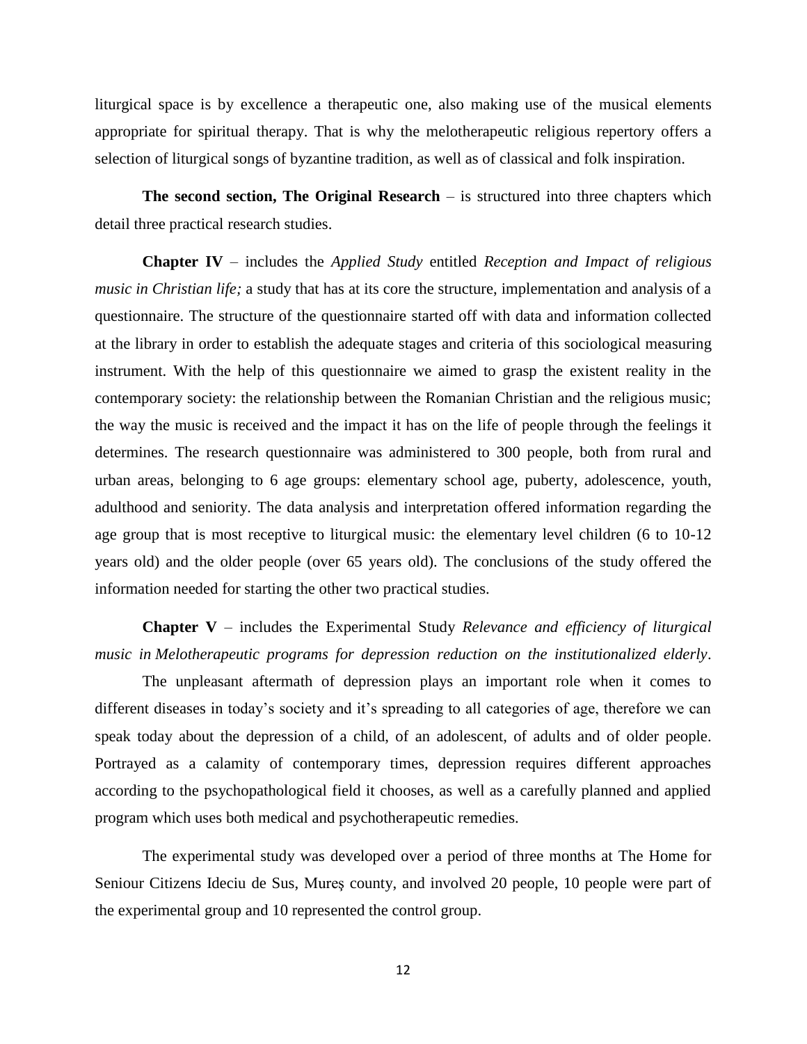liturgical space is by excellence a therapeutic one, also making use of the musical elements appropriate for spiritual therapy. That is why the melotherapeutic religious repertory offers a selection of liturgical songs of byzantine tradition, as well as of classical and folk inspiration.

**The second section, The Original Research** – is structured into three chapters which detail three practical research studies.

**Chapter IV** – includes the *Applied Study* entitled *Reception and Impact of religious music in Christian life;* a study that has at its core the structure, implementation and analysis of a questionnaire. The structure of the questionnaire started off with data and information collected at the library in order to establish the adequate stages and criteria of this sociological measuring instrument. With the help of this questionnaire we aimed to grasp the existent reality in the contemporary society: the relationship between the Romanian Christian and the religious music; the way the music is received and the impact it has on the life of people through the feelings it determines. The research questionnaire was administered to 300 people, both from rural and urban areas, belonging to 6 age groups: elementary school age, puberty, adolescence, youth, adulthood and seniority. The data analysis and interpretation offered information regarding the age group that is most receptive to liturgical music: the elementary level children (6 to 10-12 years old) and the older people (over 65 years old). The conclusions of the study offered the information needed for starting the other two practical studies.

**Chapter V** – includes the Experimental Study *Relevance and efficiency of liturgical music in Melotherapeutic programs for depression reduction on the institutionalized elderly*.

The unpleasant aftermath of depression plays an important role when it comes to different diseases in today's society and it's spreading to all categories of age, therefore we can speak today about the depression of a child, of an adolescent, of adults and of older people. Portrayed as a calamity of contemporary times, depression requires different approaches according to the psychopathological field it chooses, as well as a carefully planned and applied program which uses both medical and psychotherapeutic remedies.

The experimental study was developed over a period of three months at The Home for Seniour Citizens Ideciu de Sus, Mureș county, and involved 20 people, 10 people were part of the experimental group and 10 represented the control group.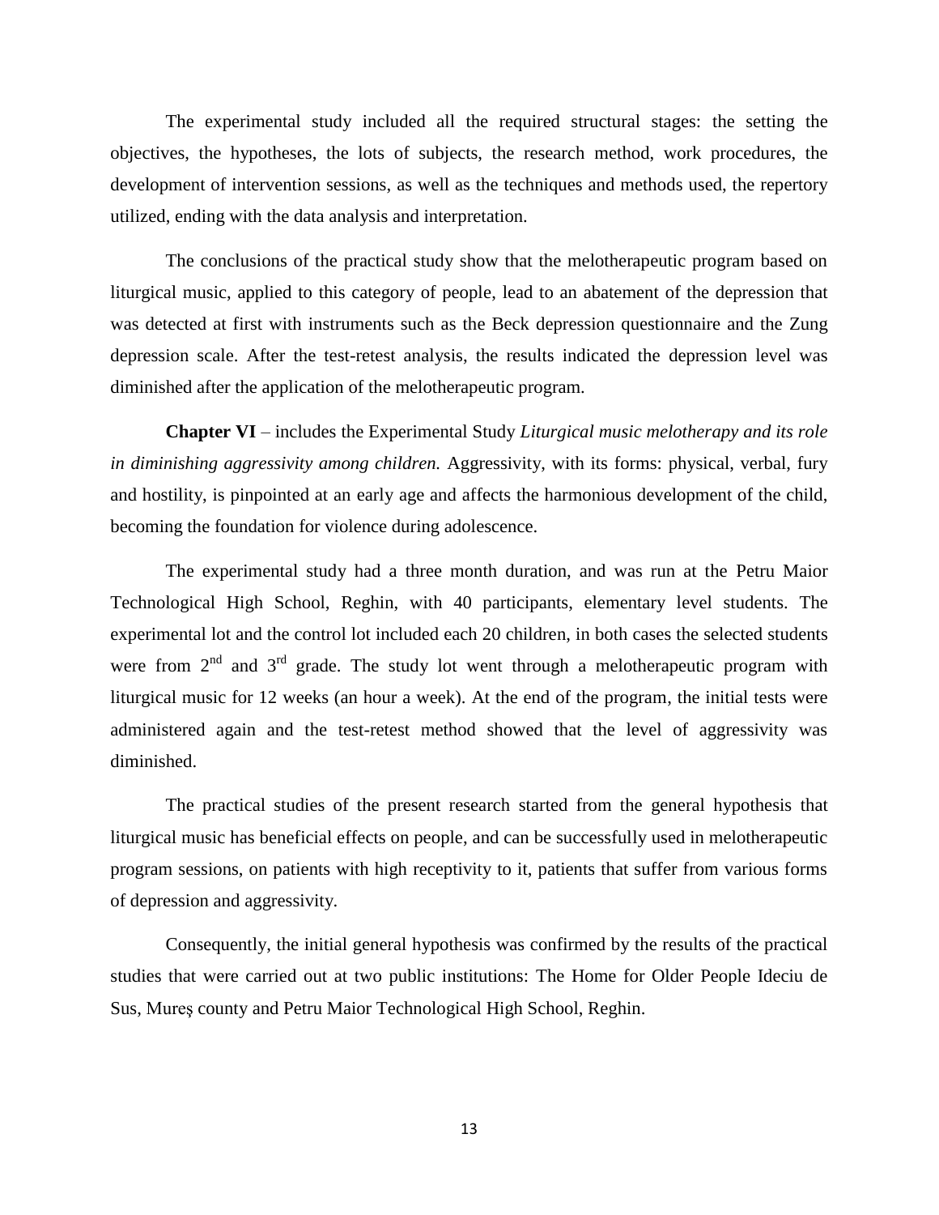The experimental study included all the required structural stages: the setting the objectives, the hypotheses, the lots of subjects, the research method, work procedures, the development of intervention sessions, as well as the techniques and methods used, the repertory utilized, ending with the data analysis and interpretation.

The conclusions of the practical study show that the melotherapeutic program based on liturgical music, applied to this category of people, lead to an abatement of the depression that was detected at first with instruments such as the Beck depression questionnaire and the Zung depression scale. After the test-retest analysis, the results indicated the depression level was diminished after the application of the melotherapeutic program.

**Chapter VI** – includes the Experimental Study *Liturgical music melotherapy and its role in diminishing aggressivity among children.* Aggressivity, with its forms: physical, verbal, fury and hostility, is pinpointed at an early age and affects the harmonious development of the child, becoming the foundation for violence during adolescence.

The experimental study had a three month duration, and was run at the Petru Maior Technological High School, Reghin, with 40 participants, elementary level students. The experimental lot and the control lot included each 20 children, in both cases the selected students were from 2nd and 3rd grade. The study lot went through a melotherapeutic program with liturgical music for 12 weeks (an hour a week). At the end of the program, the initial tests were administered again and the test-retest method showed that the level of aggressivity was diminished.

The practical studies of the present research started from the general hypothesis that liturgical music has beneficial effects on people, and can be successfully used in melotherapeutic program sessions, on patients with high receptivity to it, patients that suffer from various forms of depression and aggressivity.

Consequently, the initial general hypothesis was confirmed by the results of the practical studies that were carried out at two public institutions: The Home for Older People Ideciu de Sus, Mureş county and Petru Maior Technological High School, Reghin.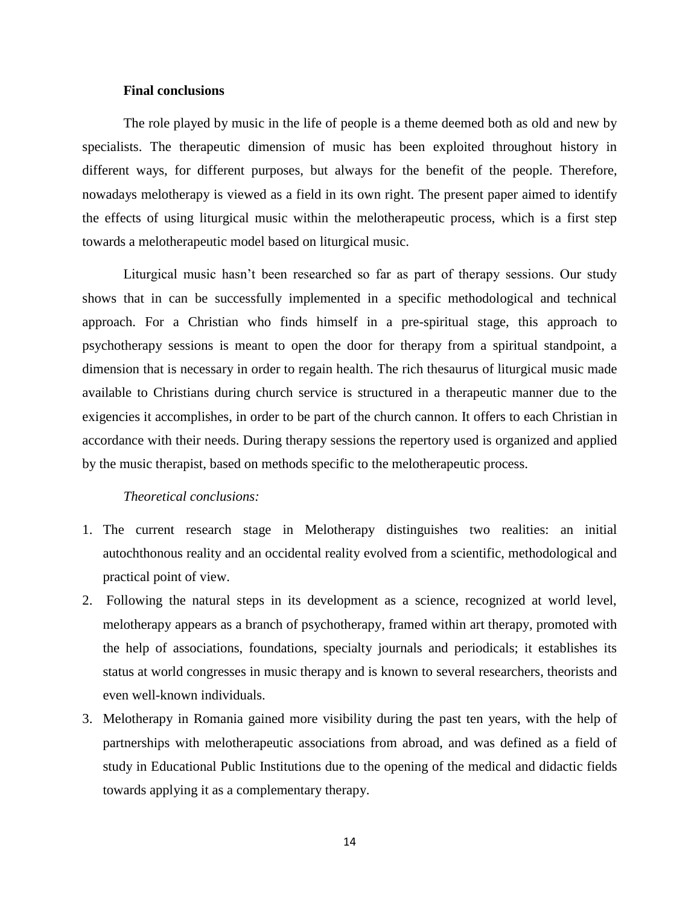**Final conclusions**

The role played by music in the life of people is a theme deemed both as old and new by specialists. The therapeutic dimension of music has been exploited throughout history in different ways, for different purposes, but always for the benefit of the people. Therefore, nowadays melotherapy is viewed as a field in its own right. The present paper aimed to identify the effects of using liturgical music within the melotherapeutic process, which is a first step towards a melotherapeutic model based on liturgical music.

Liturgical music hasn't been researched so far as part of therapy sessions. Our study shows that in can be successfully implemented in a specific methodological and technical approach. For a Christian who finds himself in a pre-spiritual stage, this approach to psychotherapy sessions is meant to open the door for therapy from a spiritual standpoint, a dimension that is necessary in order to regain health. The rich thesaurus of liturgical music made available to Christians during church service is structured in a therapeutic manner due to the exigencies it accomplishes, in order to be part of the church cannon. It offers to each Christian in accordance with their needs. During therapy sessions the repertory used is organized and applied by the music therapist, based on methods specific to the melotherapeutic process.

*Theoretical conclusions:*

1. The current research stage in Melotherapy distinguishes two realities: an initial autochthonous reality and an occidental reality evolved from a scientific, methodological and practical point of view.
2. Following the natural steps in its development as a science, recognized at world level, melotherapy appears as a branch of psychotherapy, framed within art therapy, promoted with the help of associations, foundations, specialty journals and periodicals; it establishes its status at world congresses in music therapy and is known to several researchers, theorists and even well-known individuals.
3. Melotherapy in Romania gained more visibility during the past ten years, with the help of partnerships with melotherapeutic associations from abroad, and was defined as a field of study in Educational Public Institutions due to the opening of the medical and didactic fields towards applying it as a complementary therapy.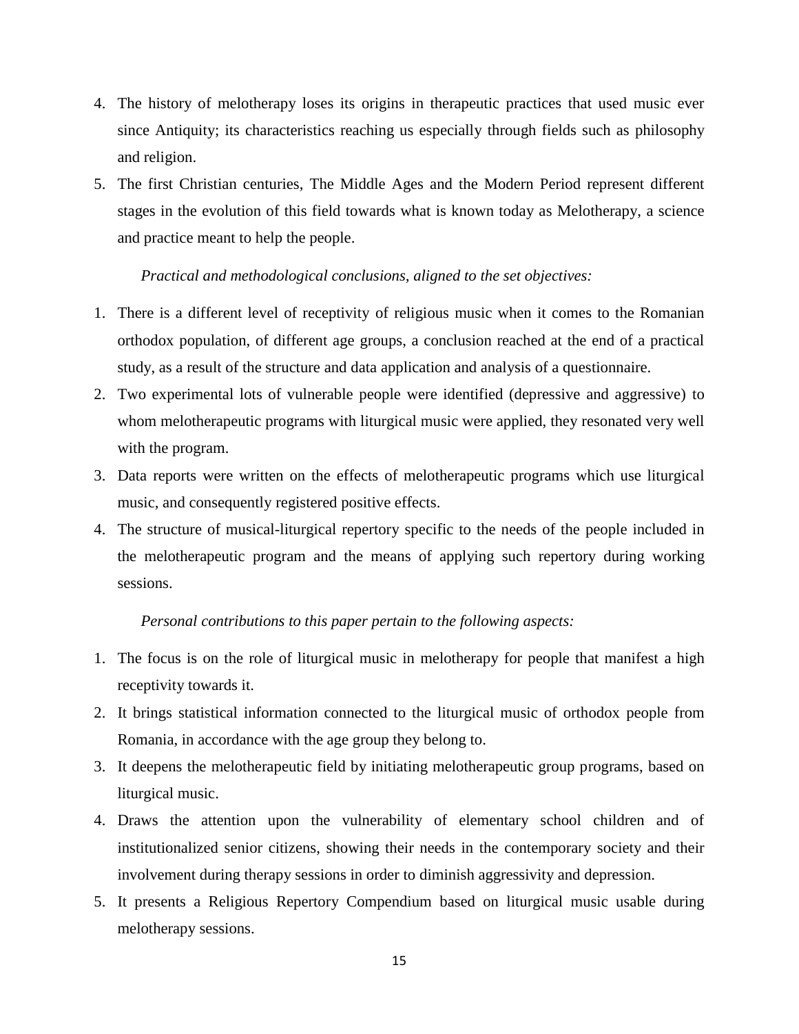4. The history of melotherapy loses its origins in therapeutic practices that used music ever since Antiquity; its characteristics reaching us especially through fields such as philosophy and religion.
5. The first Christian centuries, The Middle Ages and the Modern Period represent different stages in the evolution of this field towards what is known today as Melotherapy, a science and practice meant to help the people.

*Practical and methodological conclusions, aligned to the set objectives:*

1. There is a different level of receptivity of religious music when it comes to the Romanian orthodox population, of different age groups, a conclusion reached at the end of a practical study, as a result of the structure and data application and analysis of a questionnaire.
2. Two experimental lots of vulnerable people were identified (depressive and aggressive) to whom melotherapeutic programs with liturgical music were applied, they resonated very well with the program.
3. Data reports were written on the effects of melotherapeutic programs which use liturgical music, and consequently registered positive effects.
4. The structure of musical-liturgical repertory specific to the needs of the people included in the melotherapeutic program and the means of applying such repertory during working sessions.

*Personal contributions to this paper pertain to the following aspects:*

1. The focus is on the role of liturgical music in melotherapy for people that manifest a high receptivity towards it.
2. It brings statistical information connected to the liturgical music of orthodox people from Romania, in accordance with the age group they belong to.
3. It deepens the melotherapeutic field by initiating melotherapeutic group programs, based on liturgical music.
4. Draws the attention upon the vulnerability of elementary school children and of institutionalized senior citizens, showing their needs in the contemporary society and their involvement during therapy sessions in order to diminish aggressivity and depression.
5. It presents a Religious Repertory Compendium based on liturgical music usable during melotherapy sessions.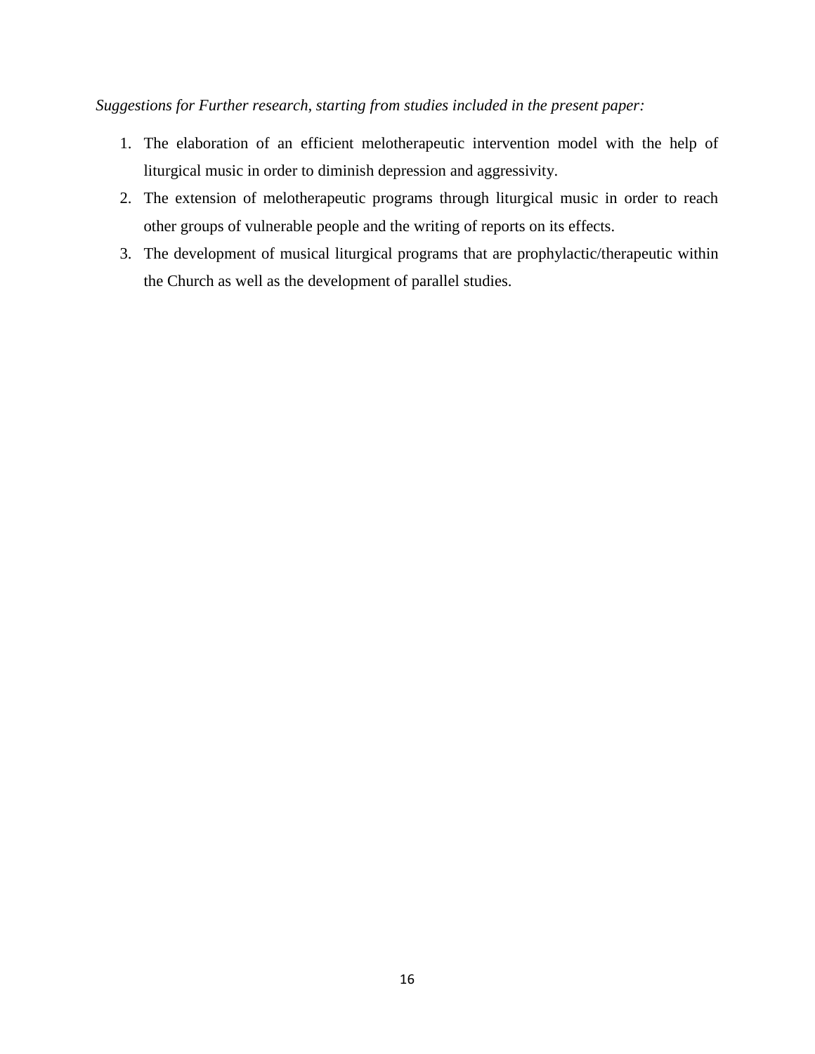*Suggestions for Further research, starting from studies included in the present paper:*

1. The elaboration of an efficient melotherapeutic intervention model with the help of liturgical music in order to diminish depression and aggressivity.
2. The extension of melotherapeutic programs through liturgical music in order to reach other groups of vulnerable people and the writing of reports on its effects.
3. The development of musical liturgical programs that are prophylactic/therapeutic within the Church as well as the development of parallel studies.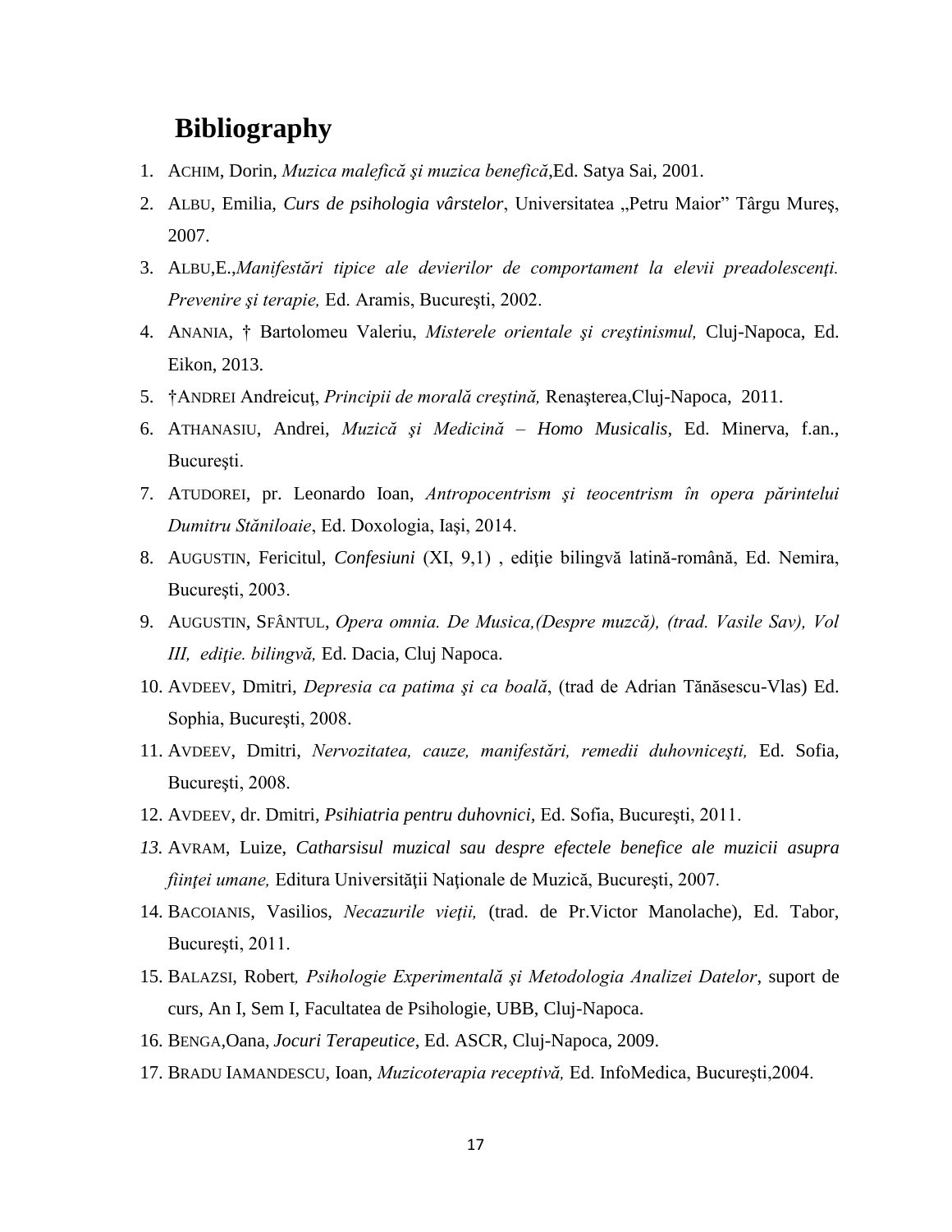# Bibliography

1. ACHIM, Dorin, *Muzica malefică şi muzica benefică*,Ed. Satya Sai, 2001.
2. ALBU, Emilia, *Curs de psihologia vârstelor*, Universitatea „Petru Maior" Târgu Mureş, 2007.
3. ALBU,E.,*Manifestări tipice ale devierilor de comportament la elevii preadolescenţi. Prevenire şi terapie,* Ed. Aramis, Bucureşti, 2002.
4. ANANIA, † Bartolomeu Valeriu, *Misterele orientale şi creştinismul,* Cluj-Napoca, Ed. Eikon, 2013.
5. †ANDREI Andreicuţ, *Principii de morală creştină,* Renaşterea,Cluj-Napoca, 2011.
6. ATHANASIU, Andrei, *Muzică şi Medicină – Homo Musicalis*, Ed. Minerva, f.an., Bucureşti.
7. ATUDOREI, pr. Leonardo Ioan, *Antropocentrism şi teocentrism în opera părintelui Dumitru Stăniloaie*, Ed. Doxologia, Iaşi, 2014.
8. AUGUSTIN, Fericitul, *Confesiuni* (XI, 9,1) , ediţie bilingvă latină-română, Ed. Nemira, Bucureşti, 2003.
9. AUGUSTIN, SFÂNTUL, *Opera omnia. De Musica,(Despre muzcă), (trad. Vasile Sav), Vol III, ediţie. bilingvă,* Ed. Dacia, Cluj Napoca.
10. AVDEEV, Dmitri, *Depresia ca patima şi ca boală*, (trad de Adrian Tănăsescu-Vlas) Ed. Sophia, Bucureşti, 2008.
11. AVDEEV, Dmitri, *Nervozitatea, cauze, manifestări, remedii duhovniceşti,* Ed. Sofia, Bucureşti, 2008.
12. AVDEEV, dr. Dmitri, *Psihiatria pentru duhovnici*, Ed. Sofia, Bucureşti, 2011.
13. AVRAM, Luize, *Catharsisul muzical sau despre efectele benefice ale muzicii asupra fiinţei umane,* Editura Universităţii Naţionale de Muzică, Bucureşti, 2007.
14. BACOIANIS, Vasilios, *Necazurile vieţii,* (trad. de Pr.Victor Manolache), Ed. Tabor, Bucureşti, 2011.
15. BALAZSI, Robert*, Psihologie Experimentală şi Metodologia Analizei Datelor*, suport de curs, An I, Sem I, Facultatea de Psihologie, UBB, Cluj-Napoca.
16. BENGA,Oana, *Jocuri Terapeutice*, Ed. ASCR, Cluj-Napoca, 2009.
17. BRADU IAMANDESCU, Ioan, *Muzicoterapia receptivă,* Ed. InfoMedica, Bucureşti,2004.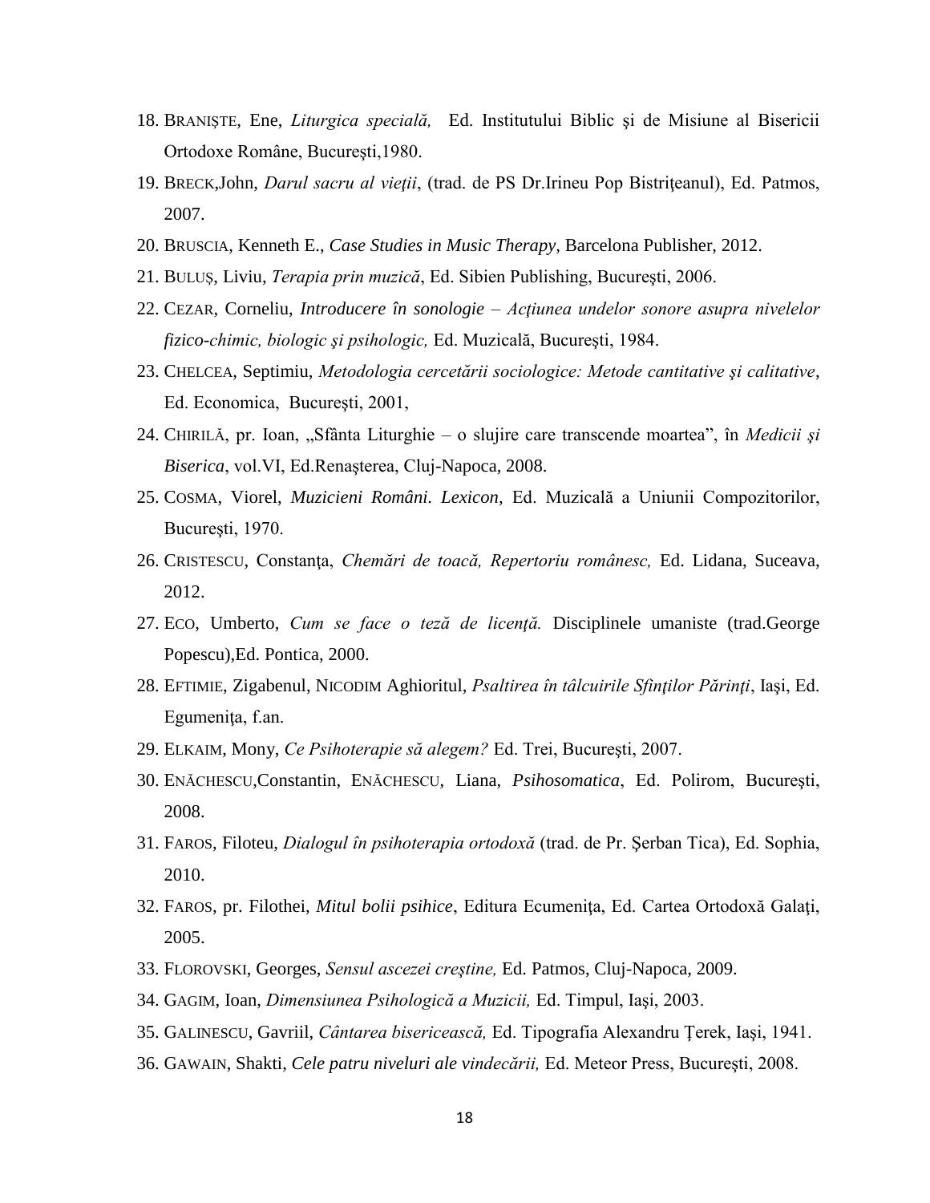18. BRANIŞTE, Ene, *Liturgica specială,* Ed. Institutului Biblic şi de Misiune al Bisericii Ortodoxe Române, Bucureşti,1980.
19. BRECK,John, *Darul sacru al vieţii*, (trad. de PS Dr.Irineu Pop Bistriţeanul), Ed. Patmos, 2007.
20. BRUSCIA, Kenneth E., *Case Studies in Music Therapy,* Barcelona Publisher, 2012.
21. BULUŞ, Liviu, *Terapia prin muzică*, Ed. Sibien Publishing, Bucureşti, 2006.
22. CEZAR, Corneliu, *Introducere în sonologie – Acţiunea undelor sonore asupra nivelelor fizico-chimic, biologic şi psihologic,* Ed. Muzicală, Bucureşti, 1984.
23. CHELCEA, Septimiu, *Metodologia cercetării sociologice: Metode cantitative şi calitative*, Ed. Economica, Bucureşti, 2001,
24. CHIRILĂ, pr. Ioan, „Sfânta Liturghie – o slujire care transcende moartea", în *Medicii şi Biserica*, vol.VI, Ed.Renaşterea, Cluj-Napoca, 2008.
25. COSMA, Viorel, *Muzicieni Români. Lexicon,* Ed. Muzicală a Uniunii Compozitorilor, Bucureşti, 1970.
26. CRISTESCU, Constanţa, *Chemări de toacă, Repertoriu românesc,* Ed. Lidana, Suceava, 2012.
27. ECO, Umberto, *Cum se face o teză de licenţă.* Disciplinele umaniste (trad.George Popescu),Ed. Pontica, 2000.
28. EFTIMIE, Zigabenul, NICODIM Aghioritul, *Psaltirea în tâlcuirile Sfinţilor Părinţi*, Iaşi, Ed. Egumeniţa, f.an.
29. ELKAIM, Mony, *Ce Psihoterapie să alegem?* Ed. Trei, Bucureşti, 2007.
30. ENĂCHESCU,Constantin, ENĂCHESCU, Liana, *Psihosomatica*, Ed. Polirom, Bucureşti, 2008.
31. FAROS, Filoteu, *Dialogul în psihoterapia ortodoxă* (trad. de Pr. Şerban Tica), Ed. Sophia, 2010.
32. FAROS, pr. Filothei, *Mitul bolii psihice*, Editura Ecumeniţa, Ed. Cartea Ortodoxă Galaţi, 2005.
33. FLOROVSKI, Georges, *Sensul ascezei creştine,* Ed. Patmos, Cluj-Napoca, 2009.
34. GAGIM, Ioan, *Dimensiunea Psihologică a Muzicii,* Ed. Timpul, Iaşi, 2003.
35. GALINESCU, Gavriil, *Cântarea bisericească,* Ed. Tipografia Alexandru Ţerek, Iaşi, 1941.
36. GAWAIN, Shakti, *Cele patru niveluri ale vindecării,* Ed. Meteor Press, Bucureşti, 2008.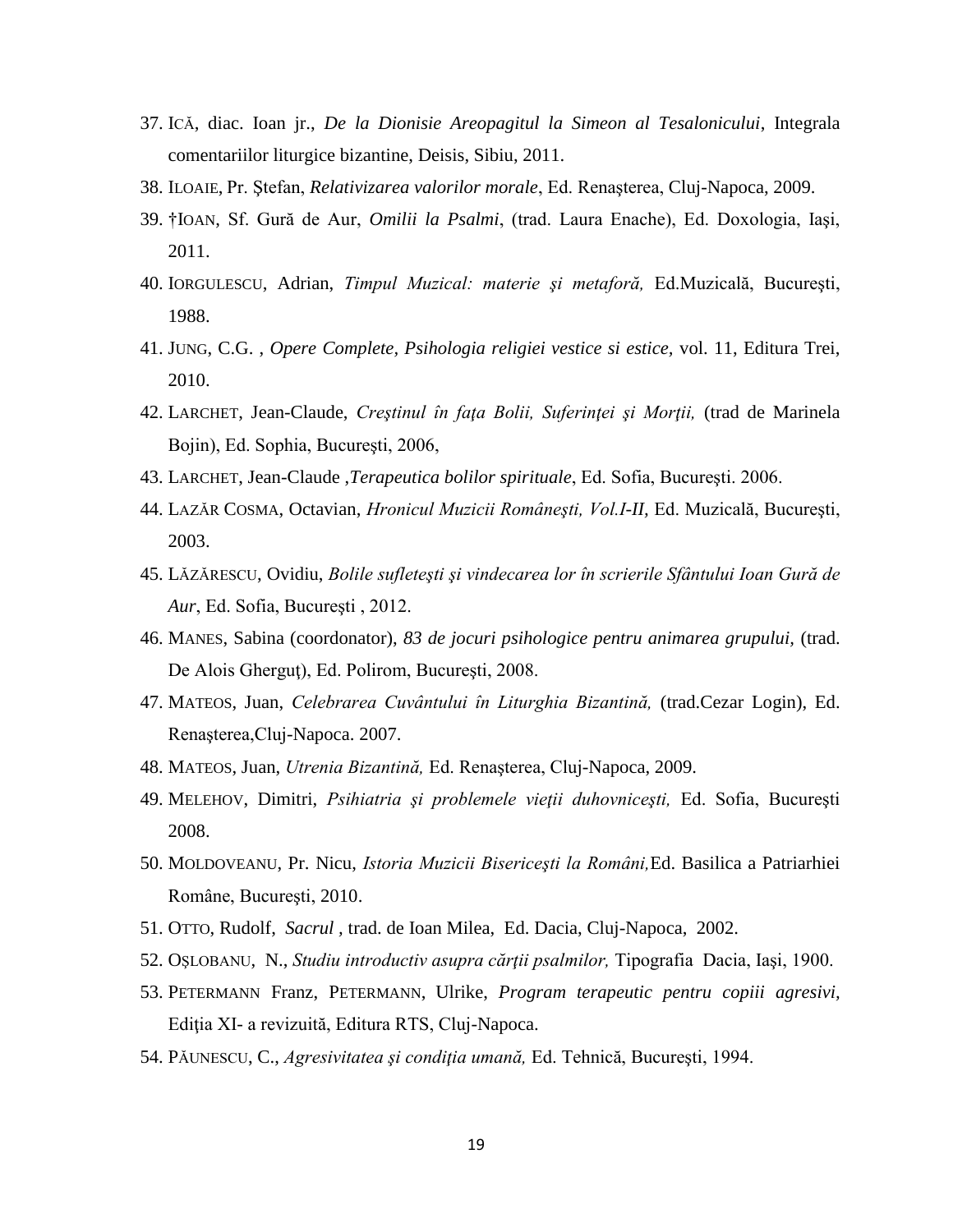37. ICĂ, diac. Ioan jr., *De la Dionisie Areopagitul la Simeon al Tesalonicului*, Integrala comentariilor liturgice bizantine, Deisis, Sibiu, 2011.
38. ILOAIE, Pr. Ştefan, *Relativizarea valorilor morale*, Ed. Renaşterea, Cluj-Napoca, 2009.
39. †IOAN, Sf. Gură de Aur, *Omilii la Psalmi*, (trad. Laura Enache), Ed. Doxologia, Iaşi, 2011.
40. IORGULESCU, Adrian, *Timpul Muzical: materie şi metaforă,* Ed.Muzicală, Bucureşti, 1988.
41. JUNG, C.G. , *Opere Complete, Psihologia religiei vestice si estice,* vol. 11, Editura Trei, 2010.
42. LARCHET, Jean-Claude, *Creştinul în faţa Bolii, Suferinţei şi Morţii,* (trad de Marinela Bojin), Ed. Sophia, Bucureşti, 2006,
43. LARCHET, Jean-Claude ,*Terapeutica bolilor spirituale*, Ed. Sofia, Bucureşti. 2006.
44. LAZĂR COSMA, Octavian, *Hronicul Muzicii Româneşti, Vol.I-II,* Ed. Muzicală, Bucureşti, 2003.
45. LĂZĂRESCU, Ovidiu, *Bolile sufleteşti şi vindecarea lor în scrierile Sfântului Ioan Gură de Aur*, Ed. Sofia, Bucureşti , 2012.
46. MANES, Sabina (coordonator), *83 de jocuri psihologice pentru animarea grupului,* (trad. De Alois Gherguţ), Ed. Polirom, Bucureşti, 2008.
47. MATEOS, Juan, *Celebrarea Cuvântului în Liturghia Bizantină,* (trad.Cezar Login), Ed. Renaşterea,Cluj-Napoca. 2007.
48. MATEOS, Juan, *Utrenia Bizantină,* Ed. Renaşterea, Cluj-Napoca, 2009.
49. MELEHOV, Dimitri, *Psihiatria şi problemele vieţii duhovniceşti,* Ed. Sofia, Bucureşti 2008.
50. MOLDOVEANU, Pr. Nicu, *Istoria Muzicii Bisericeşti la Români,*Ed. Basilica a Patriarhiei Române, Bucureşti, 2010.
51. OTTO, Rudolf, *Sacrul* , trad. de Ioan Milea, Ed. Dacia, Cluj-Napoca, 2002.
52. OŞLOBANU, N., *Studiu introductiv asupra cărţii psalmilor,* Tipografia Dacia, Iaşi, 1900.
53. PETERMANN Franz, PETERMANN, Ulrike, *Program terapeutic pentru copiii agresivi,* Ediția XI- a revizuită, Editura RTS, Cluj-Napoca.
54. PĂUNESCU, C., *Agresivitatea şi condiţia umană,* Ed. Tehnică, Bucureşti, 1994.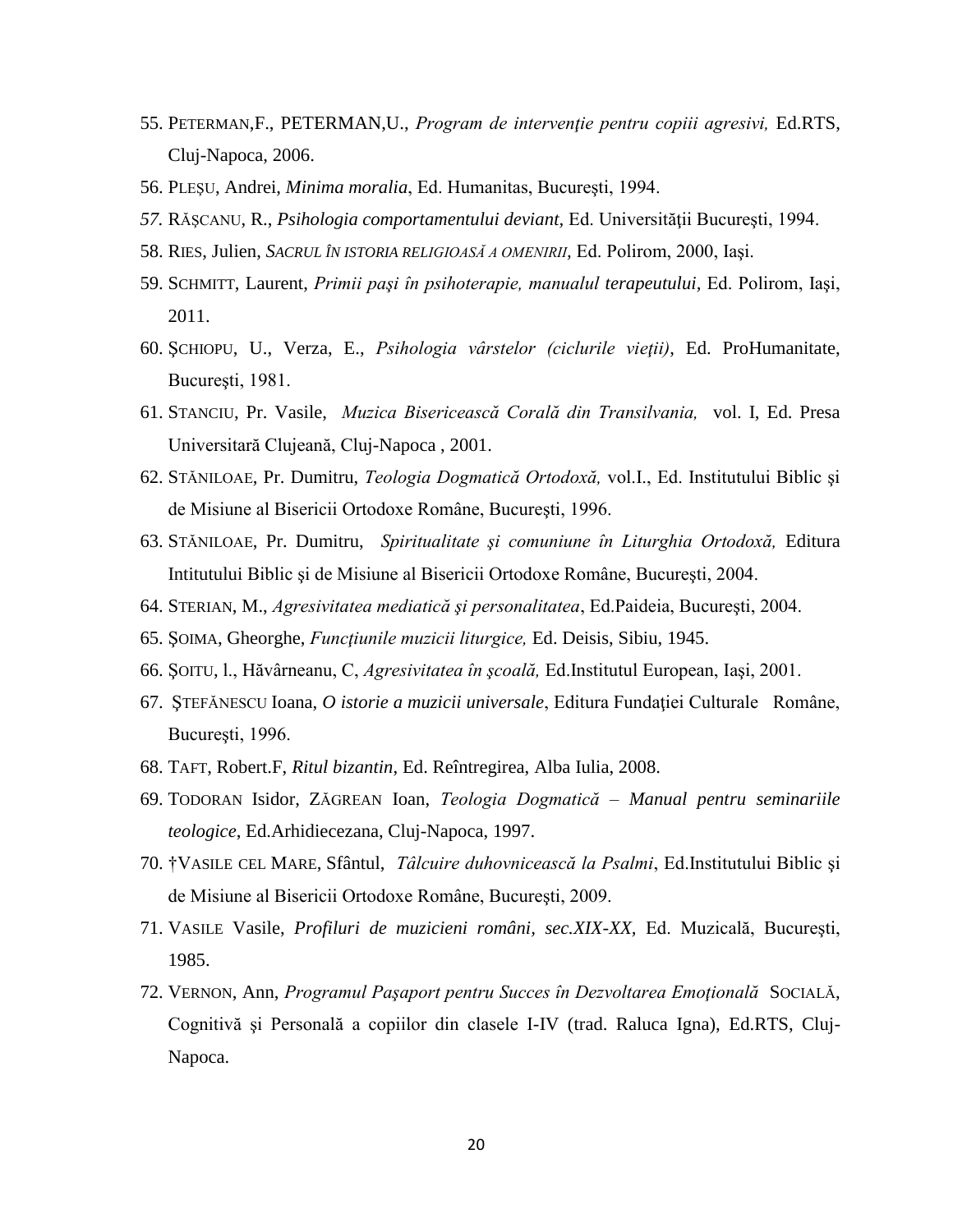55. PETERMAN,F., PETERMAN,U., *Program de intervenţie pentru copiii agresivi,* Ed.RTS, Cluj-Napoca, 2006.
56. PLEȘU, Andrei, *Minima moralia*, Ed. Humanitas, Bucureşti, 1994.
57. RĂȘCANU, R., *Psihologia comportamentului deviant,* Ed. Universității București, 1994.
58. RIES, Julien, *SACRUL ÎN ISTORIA RELIGIOASĂ A OMENIRII*, Ed. Polirom, 2000, Iaşi.
59. SCHMITT, Laurent, *Primii paşi în psihoterapie, manualul terapeutului*, Ed. Polirom, Iaşi, 2011.
60. ŞCHIOPU, U., Verza, E., *Psihologia vârstelor (ciclurile vieţii)*, Ed. ProHumanitate, Bucureşti, 1981.
61. STANCIU, Pr. Vasile, *Muzica Bisericească Corală din Transilvania,* vol. I, Ed. Presa Universitară Clujeană, Cluj-Napoca , 2001.
62. STĂNILOAE, Pr. Dumitru, *Teologia Dogmatică Ortodoxă,* vol.I., Ed. Institutului Biblic şi de Misiune al Bisericii Ortodoxe Române, Bucureşti, 1996.
63. STĂNILOAE, Pr. Dumitru, *Spiritualitate şi comuniune în Liturghia Ortodoxă,* Editura Intitutului Biblic şi de Misiune al Bisericii Ortodoxe Române, Bucureşti, 2004.
64. STERIAN, M., *Agresivitatea mediatică şi personalitatea*, Ed.Paideia, Bucureşti, 2004.
65. ŞOIMA, Gheorghe, *Funcţiunile muzicii liturgice,* Ed. Deisis, Sibiu, 1945.
66. ŞOITU, l., Hăvârneanu, C, *Agresivitatea în şcoală,* Ed.Institutul European, Iaşi, 2001.
67. ŞTEFĂNESCU Ioana, *O istorie a muzicii universale*, Editura Fundaţiei Culturale Române, Bucureşti, 1996.
68. TAFT, Robert.F, *Ritul bizantin*, Ed. Reîntregirea, Alba Iulia, 2008.
69. TODORAN Isidor, ZĂGREAN Ioan, *Teologia Dogmatică – Manual pentru seminariile teologice*, Ed.Arhidiecezana, Cluj-Napoca, 1997.
70. †VASILE CEL MARE, Sfântul, *Tâlcuire duhovnicească la Psalmi*, Ed.Institutului Biblic şi de Misiune al Bisericii Ortodoxe Române, Bucureşti, 2009.
71. VASILE Vasile, *Profiluri de muzicieni români, sec.XIX-XX,* Ed. Muzicală, Bucureşti, 1985.
72. VERNON, Ann, *Programul Paşaport pentru Succes în Dezvoltarea Emoţională* SOCIALĂ, Cognitivă şi Personală a copiilor din clasele I-IV (trad. Raluca Igna), Ed.RTS, Cluj-Napoca.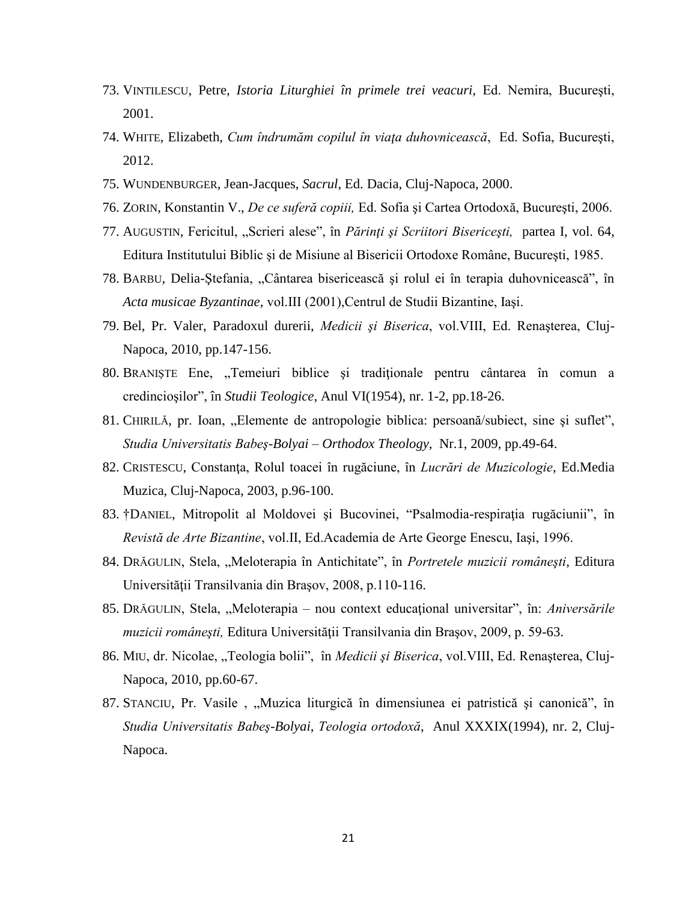73. VINTILESCU, Petre, *Istoria Liturghiei în primele trei veacuri,* Ed. Nemira, Bucureşti, 2001.
74. WHITE, Elizabeth, *Cum îndrumăm copilul în viaţa duhovnicească*, Ed. Sofia, Bucureşti, 2012.
75. WUNDENBURGER, Jean-Jacques, *Sacrul*, Ed. Dacia, Cluj-Napoca, 2000.
76. ZORIN, Konstantin V., *De ce suferă copiii,* Ed. Sofia şi Cartea Ortodoxă, Bucureşti, 2006.
77. AUGUSTIN, Fericitul, „Scrieri alese", în *Părinţi şi Scriitori Bisericeşti,* partea I, vol. 64, Editura Institutului Biblic și de Misiune al Bisericii Ortodoxe Române, Bucureşti, 1985.
78. BARBU, Delia-Ştefania, „Cântarea bisericească şi rolul ei în terapia duhovnicească", în *Acta musicae Byzantinae,* vol.III (2001),Centrul de Studii Bizantine, Iaşi.
79. Bel, Pr. Valer, Paradoxul durerii, *Medicii şi Biserica*, vol.VIII, Ed. Renaşterea, Cluj-Napoca, 2010, pp.147-156.
80. BRANIȘTE Ene, „Temeiuri biblice şi tradiţionale pentru cântarea în comun a credincioșilor", în *Studii Teologice*, Anul VI(1954), nr. 1-2, pp.18-26.
81. CHIRILĂ, pr. Ioan, „Elemente de antropologie biblica: persoană/subiect, sine şi suflet", *Studia Universitatis Babeş-Bolyai – Orthodox Theology,* Nr.1, 2009, pp.49-64.
82. CRISTESCU, Constanţa, Rolul toacei în rugăciune, în *Lucrări de Muzicologie*, Ed.Media Muzica, Cluj-Napoca, 2003, p.96-100.
83. †DANIEL, Mitropolit al Moldovei şi Bucovinei, "Psalmodia-respirația rugăciunii", în *Revistă de Arte Bizantine*, vol.II, Ed.Academia de Arte George Enescu, Iaşi, 1996.
84. DRĂGULIN, Stela, „Meloterapia în Antichitate", în *Portretele muzicii româneşti*, Editura Universităţii Transilvania din Braşov, 2008, p.110-116.
85. DRĂGULIN, Stela, „Meloterapia – nou context educaţional universitar", în: *Aniversările muzicii româneşti,* Editura Universităţii Transilvania din Braşov, 2009, p. 59-63.
86. MIU, dr. Nicolae, „Teologia bolii", în *Medicii şi Biserica*, vol.VIII, Ed. Renaşterea, Cluj-Napoca, 2010, pp.60-67.
87. STANCIU, Pr. Vasile , „Muzica liturgică în dimensiunea ei patristică şi canonică", în *Studia Universitatis Babeş-Bolyai*, *Teologia ortodoxă*, Anul XXXIX(1994), nr. 2, Cluj-Napoca.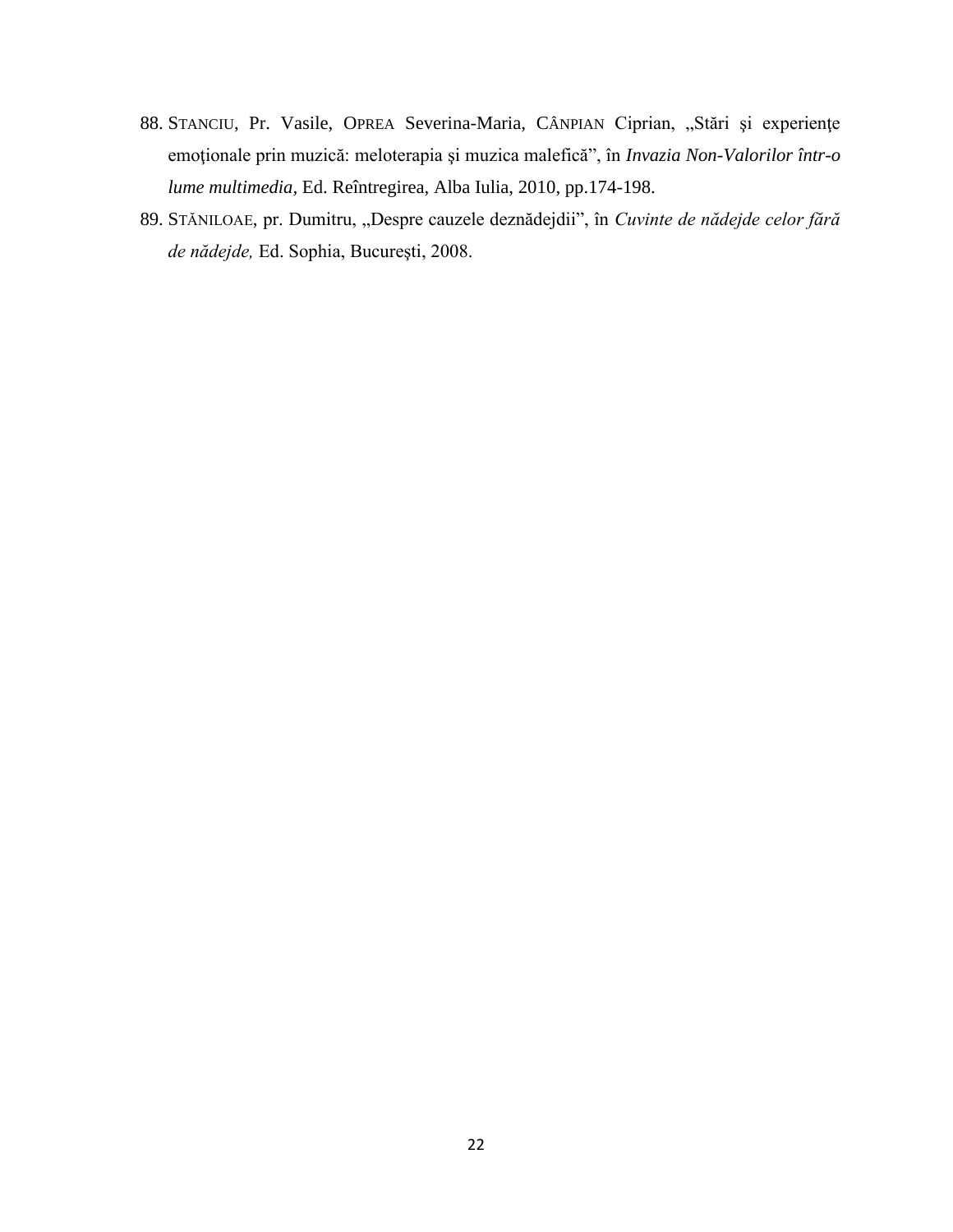88. STANCIU, Pr. Vasile, OPREA Severina-Maria, CÂNPIAN Ciprian, „Stări şi experienţe emoţionale prin muzică: meloterapia şi muzica malefică”, în *Invazia Non-Valorilor într-o lume multimedia,* Ed. Reîntregirea, Alba Iulia, 2010, pp.174-198.
89. STĂNILOAE, pr. Dumitru, „Despre cauzele deznădejdii”, în *Cuvinte de nădejde celor fără de nădejde,* Ed. Sophia, Bucureşti, 2008.